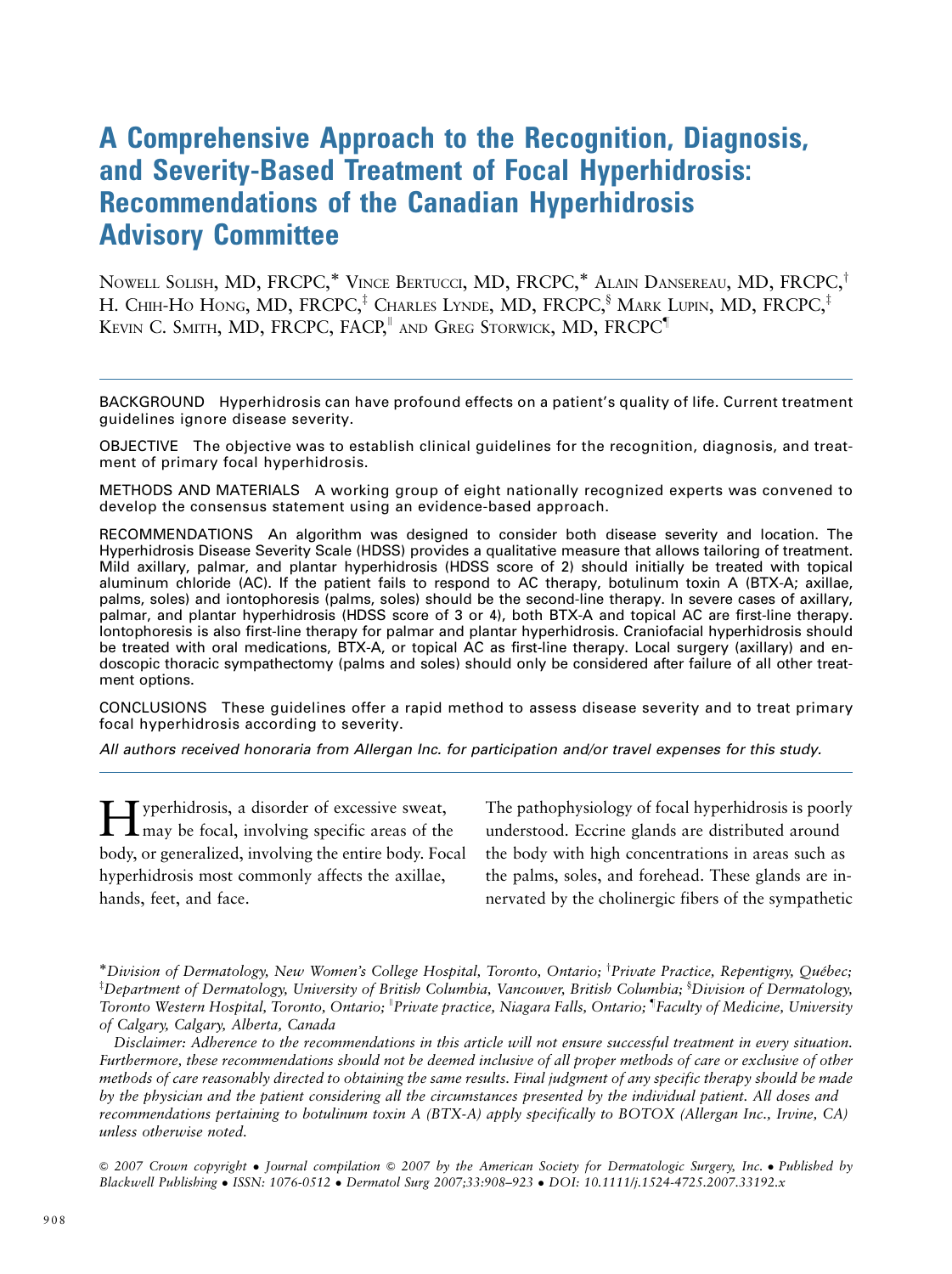# A Comprehensive Approach to the Recognition, Diagnosis, and Severity-Based Treatment of Focal Hyperhidrosis: Recommendations of the Canadian Hyperhidrosis Advisory Committee

Nowell Solish, MD, FRCPC,* Vince Bertucci, MD, FRCPC,* Alain Dansereau, MD, FRCPC,[†] H. Chih-Ho Hong, MD, FRCPC,[‡] Charles Lynde, MD, FRCPC,[§] Mark Lupin, MD, FRCPC,[‡] Kevin C. Smith, MD, FRCPC, FACP,[‖] and Greg Storwick, MD, FRCPC[¶]

BACKGROUND Hyperhidrosis can have profound effects on a patient's quality of life. Current treatment guidelines ignore disease severity.

OBJECTIVE The objective was to establish clinical guidelines for the recognition, diagnosis, and treatment of primary focal hyperhidrosis.

METHODS AND MATERIALS A working group of eight nationally recognized experts was convened to develop the consensus statement using an evidence-based approach.

RECOMMENDATIONS An algorithm was designed to consider both disease severity and location. The Hyperhidrosis Disease Severity Scale (HDSS) provides a qualitative measure that allows tailoring of treatment. Mild axillary, palmar, and plantar hyperhidrosis (HDSS score of 2) should initially be treated with topical aluminum chloride (AC). If the patient fails to respond to AC therapy, botulinum toxin A (BTX-A; axillae, palms, soles) and iontophoresis (palms, soles) should be the second-line therapy. In severe cases of axillary, palmar, and plantar hyperhidrosis (HDSS score of 3 or 4), both BTX-A and topical AC are first-line therapy. Iontophoresis is also first-line therapy for palmar and plantar hyperhidrosis. Craniofacial hyperhidrosis should be treated with oral medications, BTX-A, or topical AC as first-line therapy. Local surgery (axillary) and endoscopic thoracic sympathectomy (palms and soles) should only be considered after failure of all other treatment options.

CONCLUSIONS These guidelines offer a rapid method to assess disease severity and to treat primary focal hyperhidrosis according to severity.

*All authors received honoraria from Allergan Inc. for participation and/or travel expenses for this study.*

Hyperhidrosis, a disorder of excessive sweat, may be focal, involving specific areas of the body, or generalized, involving the entire body. Focal hyperhidrosis most commonly affects the axillae, hands, feet, and face.

The pathophysiology of focal hyperhidrosis is poorly understood. Eccrine glands are distributed around the body with high concentrations in areas such as the palms, soles, and forehead. These glands are innervated by the cholinergic fibers of the sympathetic

*Division of Dermatology, New Women's College Hospital, Toronto, Ontario; [†]Private Practice, Repentigny, Québec; [‡]Department of Dermatology, University of British Columbia, Vancouver, British Columbia; [§]Division of Dermatology, Toronto Western Hospital, Toronto, Ontario; [‖]Private practice, Niagara Falls, Ontario; [¶]Faculty of Medicine, University of Calgary, Calgary, Alberta, Canada*

*Disclaimer: Adherence to the recommendations in this article will not ensure successful treatment in every situation. Furthermore, these recommendations should not be deemed inclusive of all proper methods of care or exclusive of other methods of care reasonably directed to obtaining the same results. Final judgment of any specific therapy should be made by the physician and the patient considering all the circumstances presented by the individual patient. All doses and recommendations pertaining to botulinum toxin A (BTX-A) apply specifically to BOTOX (Allergan Inc., Irvine, CA) unless otherwise noted.*

© 2007 Crown copyright • Journal compilation © 2007 by the American Society for Dermatologic Surgery, Inc. • Published by Blackwell Publishing • ISSN: 1076-0512 • Dermatol Surg 2007;33:908–923 • DOI: 10.1111/j.1524-4725.2007.33192.x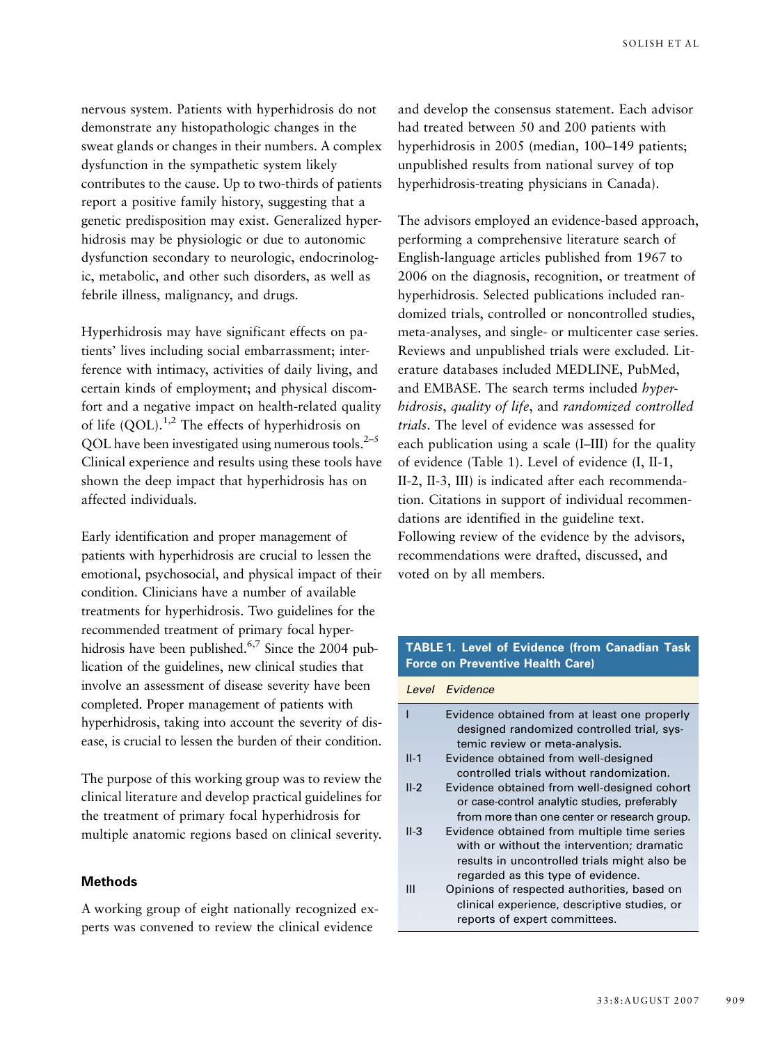nervous system. Patients with hyperhidrosis do not demonstrate any histopathologic changes in the sweat glands or changes in their numbers. A complex dysfunction in the sympathetic system likely contributes to the cause. Up to two-thirds of patients report a positive family history, suggesting that a genetic predisposition may exist. Generalized hyperhidrosis may be physiologic or due to autonomic dysfunction secondary to neurologic, endocrinologic, metabolic, and other such disorders, as well as febrile illness, malignancy, and drugs.

Hyperhidrosis may have significant effects on patients' lives including social embarrassment; interference with intimacy, activities of daily living, and certain kinds of employment; and physical discomfort and a negative impact on health-related quality of life (QOL).[1,2] The effects of hyperhidrosis on QOL have been investigated using numerous tools.[2–5] Clinical experience and results using these tools have shown the deep impact that hyperhidrosis has on affected individuals.

Early identification and proper management of patients with hyperhidrosis are crucial to lessen the emotional, psychosocial, and physical impact of their condition. Clinicians have a number of available treatments for hyperhidrosis. Two guidelines for the recommended treatment of primary focal hyperhidrosis have been published.[6,7] Since the 2004 publication of the guidelines, new clinical studies that involve an assessment of disease severity have been completed. Proper management of patients with hyperhidrosis, taking into account the severity of disease, is crucial to lessen the burden of their condition.

The purpose of this working group was to review the clinical literature and develop practical guidelines for the treatment of primary focal hyperhidrosis for multiple anatomic regions based on clinical severity.

### Methods

A working group of eight nationally recognized experts was convened to review the clinical evidence and develop the consensus statement. Each advisor had treated between 50 and 200 patients with hyperhidrosis in 2005 (median, 100–149 patients; unpublished results from national survey of top hyperhidrosis-treating physicians in Canada).

The advisors employed an evidence-based approach, performing a comprehensive literature search of English-language articles published from 1967 to 2006 on the diagnosis, recognition, or treatment of hyperhidrosis. Selected publications included randomized trials, controlled or noncontrolled studies, meta-analyses, and single- or multicenter case series. Reviews and unpublished trials were excluded. Literature databases included MEDLINE, PubMed, and EMBASE. The search terms included *hyperhidrosis*, *quality of life*, and *randomized controlled trials*. The level of evidence was assessed for each publication using a scale (I–III) for the quality of evidence (Table 1). Level of evidence (I, II-1, II-2, II-3, III) is indicated after each recommendation. Citations in support of individual recommendations are identified in the guideline text. Following review of the evidence by the advisors, recommendations were drafted, discussed, and voted on by all members.

**TABLE 1. Level of Evidence (from Canadian Task Force on Preventive Health Care)**

| *Level* | *Evidence* |
|---|---|
| I | Evidence obtained from at least one properly designed randomized controlled trial, systemic review or meta-analysis. |
| II-1 | Evidence obtained from well-designed controlled trials without randomization. |
| II-2 | Evidence obtained from well-designed cohort or case-control analytic studies, preferably from more than one center or research group. |
| II-3 | Evidence obtained from multiple time series with or without the intervention; dramatic results in uncontrolled trials might also be regarded as this type of evidence. |
| III | Opinions of respected authorities, based on clinical experience, descriptive studies, or reports of expert committees. |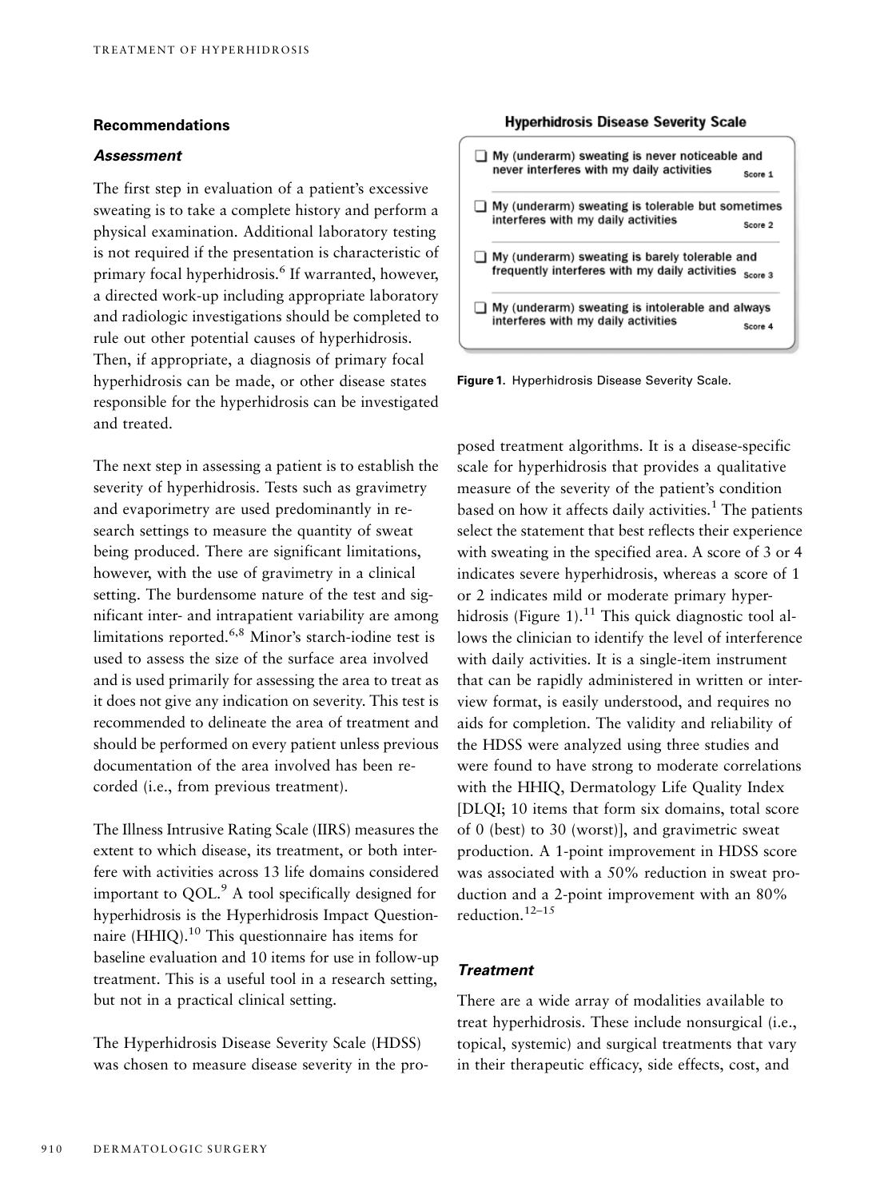## Recommendations

### *Assessment*

The first step in evaluation of a patient's excessive sweating is to take a complete history and perform a physical examination. Additional laboratory testing is not required if the presentation is characteristic of primary focal hyperhidrosis.[6] If warranted, however, a directed work-up including appropriate laboratory and radiologic investigations should be completed to rule out other potential causes of hyperhidrosis. Then, if appropriate, a diagnosis of primary focal hyperhidrosis can be made, or other disease states responsible for the hyperhidrosis can be investigated and treated.

The next step in assessing a patient is to establish the severity of hyperhidrosis. Tests such as gravimetry and evaporimetry are used predominantly in research settings to measure the quantity of sweat being produced. There are significant limitations, however, with the use of gravimetry in a clinical setting. The burdensome nature of the test and significant inter- and intrapatient variability are among limitations reported.[6,8] Minor's starch-iodine test is used to assess the size of the surface area involved and is used primarily for assessing the area to treat as it does not give any indication on severity. This test is recommended to delineate the area of treatment and should be performed on every patient unless previous documentation of the area involved has been recorded (i.e., from previous treatment).

The Illness Intrusive Rating Scale (IIRS) measures the extent to which disease, its treatment, or both interfere with activities across 13 life domains considered important to QOL.[9] A tool specifically designed for hyperhidrosis is the Hyperhidrosis Impact Questionnaire (HHIQ).[10] This questionnaire has items for baseline evaluation and 10 items for use in follow-up treatment. This is a useful tool in a research setting, but not in a practical clinical setting.

The Hyperhidrosis Disease Severity Scale (HDSS) was chosen to measure disease severity in the proposed treatment algorithms. It is a disease-specific scale for hyperhidrosis that provides a qualitative measure of the severity of the patient's condition based on how it affects daily activities.[1] The patients select the statement that best reflects their experience with sweating in the specified area. A score of 3 or 4 indicates severe hyperhidrosis, whereas a score of 1 or 2 indicates mild or moderate primary hyperhidrosis (Figure 1).[11] This quick diagnostic tool allows the clinician to identify the level of interference with daily activities. It is a single-item instrument that can be rapidly administered in written or interview format, is easily understood, and requires no aids for completion. The validity and reliability of the HDSS were analyzed using three studies and were found to have strong to moderate correlations with the HHIQ, Dermatology Life Quality Index [DLQI; 10 items that form six domains, total score of 0 (best) to 30 (worst)], and gravimetric sweat production. A 1-point improvement in HDSS score was associated with a 50% reduction in sweat production and a 2-point improvement with an 80% reduction.[12–15]

**Hyperhidrosis Disease Severity Scale**

- ☐ My (underarm) sweating is never noticeable and never interferes with my daily activities — Score 1
- ☐ My (underarm) sweating is tolerable but sometimes interferes with my daily activities — Score 2
- ☐ My (underarm) sweating is barely tolerable and frequently interferes with my daily activities — Score 3
- ☐ My (underarm) sweating is intolerable and always interferes with my daily activities — Score 4

**Figure 1.** Hyperhidrosis Disease Severity Scale.

### *Treatment*

There are a wide array of modalities available to treat hyperhidrosis. These include nonsurgical (i.e., topical, systemic) and surgical treatments that vary in their therapeutic efficacy, side effects, cost, and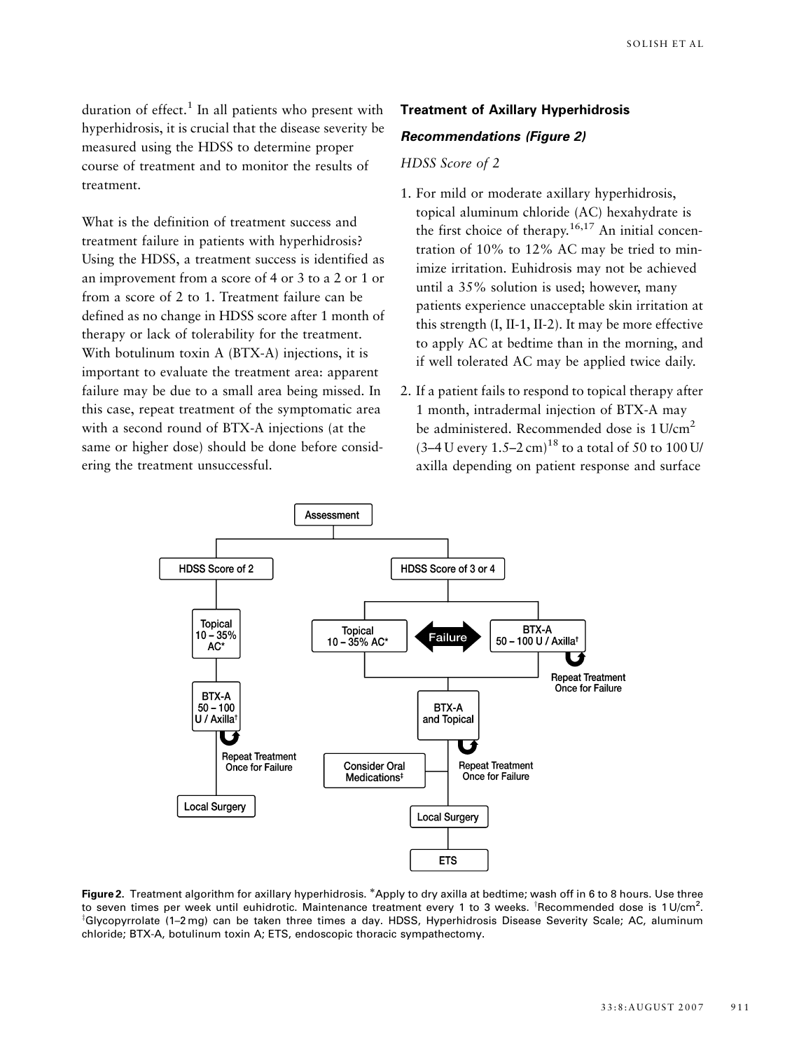duration of effect.[1] In all patients who present with hyperhidrosis, it is crucial that the disease severity be measured using the HDSS to determine proper course of treatment and to monitor the results of treatment.

What is the definition of treatment success and treatment failure in patients with hyperhidrosis? Using the HDSS, a treatment success is identified as an improvement from a score of 4 or 3 to a 2 or 1 or from a score of 2 to 1. Treatment failure can be defined as no change in HDSS score after 1 month of therapy or lack of tolerability for the treatment. With botulinum toxin A (BTX-A) injections, it is important to evaluate the treatment area: apparent failure may be due to a small area being missed. In this case, repeat treatment of the symptomatic area with a second round of BTX-A injections (at the same or higher dose) should be done before considering the treatment unsuccessful.

### Treatment of Axillary Hyperhidrosis

#### *Recommendations (Figure 2)*

*HDSS Score of 2*

1. For mild or moderate axillary hyperhidrosis, topical aluminum chloride (AC) hexahydrate is the first choice of therapy.[16,17] An initial concentration of 10% to 12% AC may be tried to minimize irritation. Euhidrosis may not be achieved until a 35% solution is used; however, many patients experience unacceptable skin irritation at this strength (I, II-1, II-2). It may be more effective to apply AC at bedtime than in the morning, and if well tolerated AC may be applied twice daily.

2. If a patient fails to respond to topical therapy after 1 month, intradermal injection of BTX-A may be administered. Recommended dose is 1 U/cm$^2$ (3–4 U every 1.5–2 cm)[18] to a total of 50 to 100 U/axilla depending on patient response and surface

Assessment

HDSS Score of 2 → Topical 10 – 35% AC* → BTX-A 50 – 100 U / Axilla† (Repeat Treatment Once for Failure) → Local Surgery

HDSS Score of 3 or 4 → Topical 10 – 35% AC* ⟷ Failure ⟷ BTX-A 50 – 100 U / Axilla† (Repeat Treatment Once for Failure) → BTX-A and Topical (Repeat Treatment Once for Failure; Consider Oral Medications‡) → Local Surgery → ETS

**Figure 2.** Treatment algorithm for axillary hyperhidrosis. *Apply to dry axilla at bedtime; wash off in 6 to 8 hours. Use three to seven times per week until euhidrotic. Maintenance treatment every 1 to 3 weeks. †Recommended dose is 1 U/cm$^2$. ‡Glycopyrrolate (1–2 mg) can be taken three times a day. HDSS, Hyperhidrosis Disease Severity Scale; AC, aluminum chloride; BTX-A, botulinum toxin A; ETS, endoscopic thoracic sympathectomy.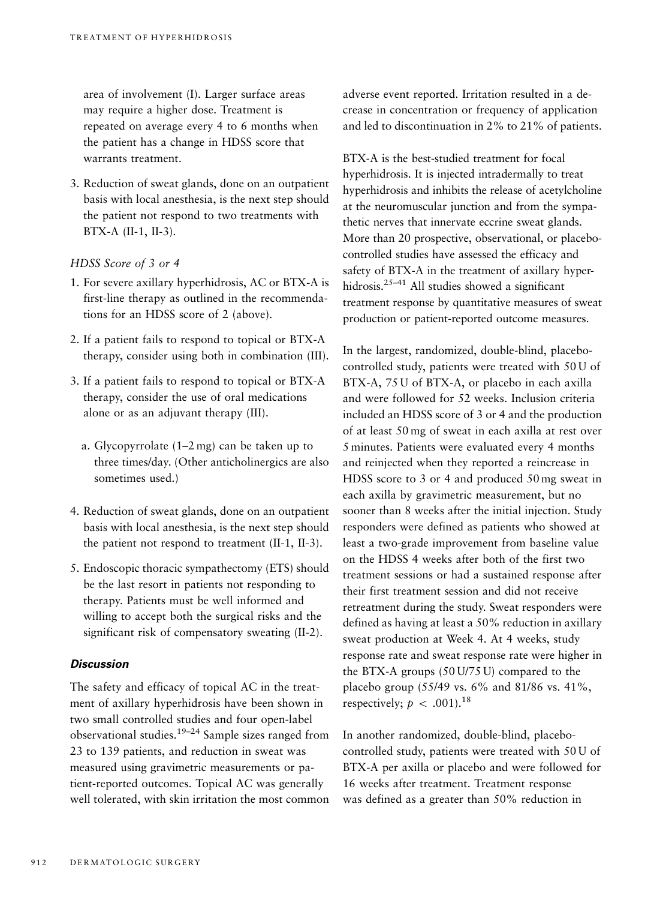area of involvement (I). Larger surface areas may require a higher dose. Treatment is repeated on average every 4 to 6 months when the patient has a change in HDSS score that warrants treatment.

3. Reduction of sweat glands, done on an outpatient basis with local anesthesia, is the next step should the patient not respond to two treatments with BTX-A (II-1, II-3).

*HDSS Score of 3 or 4*

1. For severe axillary hyperhidrosis, AC or BTX-A is first-line therapy as outlined in the recommendations for an HDSS score of 2 (above).
2. If a patient fails to respond to topical or BTX-A therapy, consider using both in combination (III).
3. If a patient fails to respond to topical or BTX-A therapy, consider the use of oral medications alone or as an adjuvant therapy (III).
   a. Glycopyrrolate (1–2 mg) can be taken up to three times/day. (Other anticholinergics are also sometimes used.)
4. Reduction of sweat glands, done on an outpatient basis with local anesthesia, is the next step should the patient not respond to treatment (II-1, II-3).
5. Endoscopic thoracic sympathectomy (ETS) should be the last resort in patients not responding to therapy. Patients must be well informed and willing to accept both the surgical risks and the significant risk of compensatory sweating (II-2).

### Discussion

The safety and efficacy of topical AC in the treatment of axillary hyperhidrosis have been shown in two small controlled studies and four open-label observational studies.[19–24] Sample sizes ranged from 23 to 139 patients, and reduction in sweat was measured using gravimetric measurements or patient-reported outcomes. Topical AC was generally well tolerated, with skin irritation the most common adverse event reported. Irritation resulted in a decrease in concentration or frequency of application and led to discontinuation in 2% to 21% of patients.

BTX-A is the best-studied treatment for focal hyperhidrosis. It is injected intradermally to treat hyperhidrosis and inhibits the release of acetylcholine at the neuromuscular junction and from the sympathetic nerves that innervate eccrine sweat glands. More than 20 prospective, observational, or placebo-controlled studies have assessed the efficacy and safety of BTX-A in the treatment of axillary hyperhidrosis.[25–41] All studies showed a significant treatment response by quantitative measures of sweat production or patient-reported outcome measures.

In the largest, randomized, double-blind, placebo-controlled study, patients were treated with 50 U of BTX-A, 75 U of BTX-A, or placebo in each axilla and were followed for 52 weeks. Inclusion criteria included an HDSS score of 3 or 4 and the production of at least 50 mg of sweat in each axilla at rest over 5 minutes. Patients were evaluated every 4 months and reinjected when they reported a reincrease in HDSS score to 3 or 4 and produced 50 mg sweat in each axilla by gravimetric measurement, but no sooner than 8 weeks after the initial injection. Study responders were defined as patients who showed at least a two-grade improvement from baseline value on the HDSS 4 weeks after both of the first two treatment sessions or had a sustained response after their first treatment session and did not receive retreatment during the study. Sweat responders were defined as having at least a 50% reduction in axillary sweat production at Week 4. At 4 weeks, study response rate and sweat response rate were higher in the BTX-A groups (50 U/75 U) compared to the placebo group (55/49 vs. 6% and 81/86 vs. 41%, respectively; $p < .001$).[18]

In another randomized, double-blind, placebo-controlled study, patients were treated with 50 U of BTX-A per axilla or placebo and were followed for 16 weeks after treatment. Treatment response was defined as a greater than 50% reduction in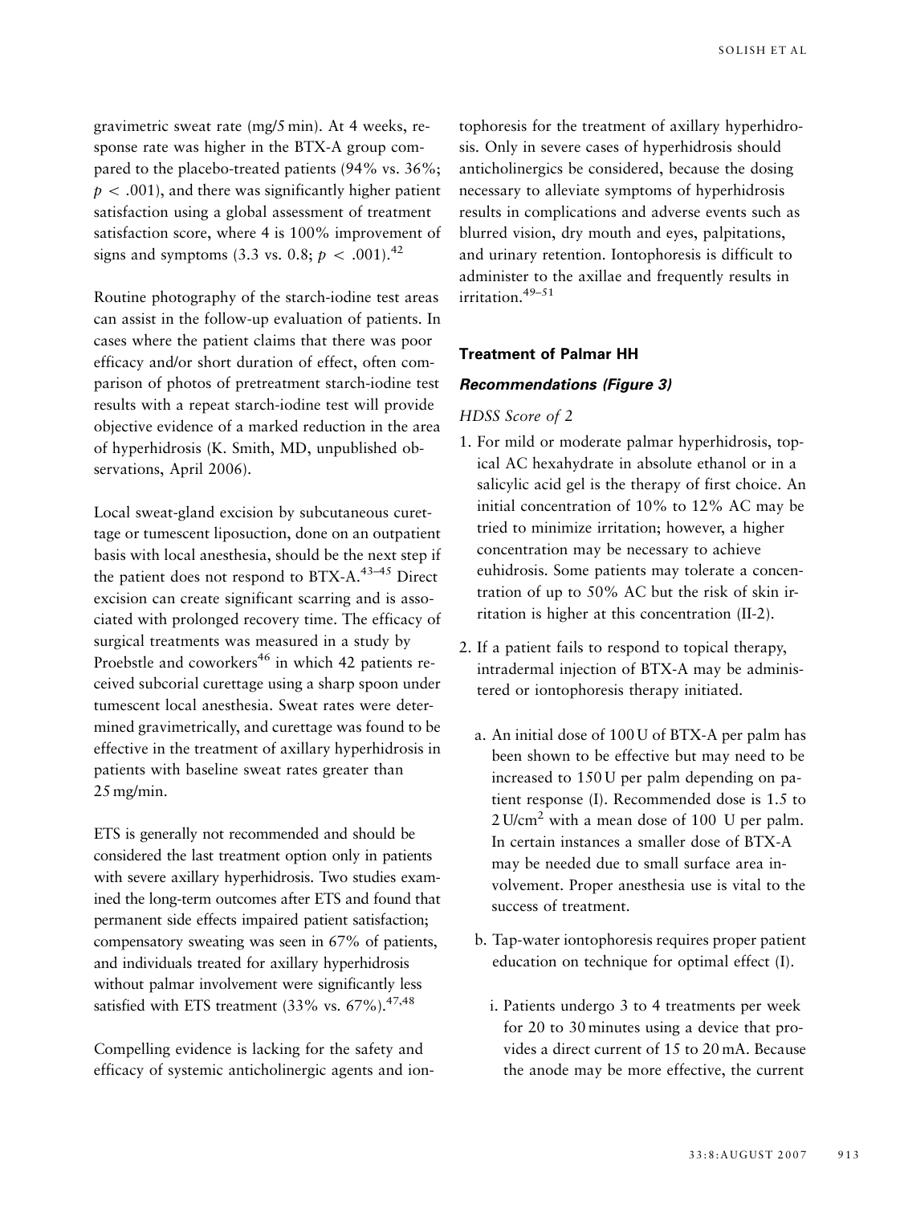gravimetric sweat rate (mg/5 min). At 4 weeks, response rate was higher in the BTX-A group compared to the placebo-treated patients (94% vs. 36%; $p < .001$), and there was significantly higher patient satisfaction using a global assessment of treatment satisfaction score, where 4 is 100% improvement of signs and symptoms (3.3 vs. 0.8; $p < .001$).[42]

Routine photography of the starch-iodine test areas can assist in the follow-up evaluation of patients. In cases where the patient claims that there was poor efficacy and/or short duration of effect, often comparison of photos of pretreatment starch-iodine test results with a repeat starch-iodine test will provide objective evidence of a marked reduction in the area of hyperhidrosis (K. Smith, MD, unpublished observations, April 2006).

Local sweat-gland excision by subcutaneous curettage or tumescent liposuction, done on an outpatient basis with local anesthesia, should be the next step if the patient does not respond to BTX-A.[43–45] Direct excision can create significant scarring and is associated with prolonged recovery time. The efficacy of surgical treatments was measured in a study by Proebstle and coworkers[46] in which 42 patients received subcorial curettage using a sharp spoon under tumescent local anesthesia. Sweat rates were determined gravimetrically, and curettage was found to be effective in the treatment of axillary hyperhidrosis in patients with baseline sweat rates greater than 25 mg/min.

ETS is generally not recommended and should be considered the last treatment option only in patients with severe axillary hyperhidrosis. Two studies examined the long-term outcomes after ETS and found that permanent side effects impaired patient satisfaction; compensatory sweating was seen in 67% of patients, and individuals treated for axillary hyperhidrosis without palmar involvement were significantly less satisfied with ETS treatment (33% vs. 67%).[47,48]

Compelling evidence is lacking for the safety and efficacy of systemic anticholinergic agents and iontophoresis for the treatment of axillary hyperhidrosis. Only in severe cases of hyperhidrosis should anticholinergics be considered, because the dosing necessary to alleviate symptoms of hyperhidrosis results in complications and adverse events such as blurred vision, dry mouth and eyes, palpitations, and urinary retention. Iontophoresis is difficult to administer to the axillae and frequently results in irritation.[49–51]

### Treatment of Palmar HH

#### *Recommendations (Figure 3)*

*HDSS Score of 2*

1. For mild or moderate palmar hyperhidrosis, topical AC hexahydrate in absolute ethanol or in a salicylic acid gel is the therapy of first choice. An initial concentration of 10% to 12% AC may be tried to minimize irritation; however, a higher concentration may be necessary to achieve euhidrosis. Some patients may tolerate a concentration of up to 50% AC but the risk of skin irritation is higher at this concentration (II-2).

2. If a patient fails to respond to topical therapy, intradermal injection of BTX-A may be administered or iontophoresis therapy initiated.

   a. An initial dose of 100 U of BTX-A per palm has been shown to be effective but may need to be increased to 150 U per palm depending on patient response (I). Recommended dose is 1.5 to 2 U/cm$^2$ with a mean dose of 100 U per palm. In certain instances a smaller dose of BTX-A may be needed due to small surface area involvement. Proper anesthesia use is vital to the success of treatment.

   b. Tap-water iontophoresis requires proper patient education on technique for optimal effect (I).

      i. Patients undergo 3 to 4 treatments per week for 20 to 30 minutes using a device that provides a direct current of 15 to 20 mA. Because the anode may be more effective, the current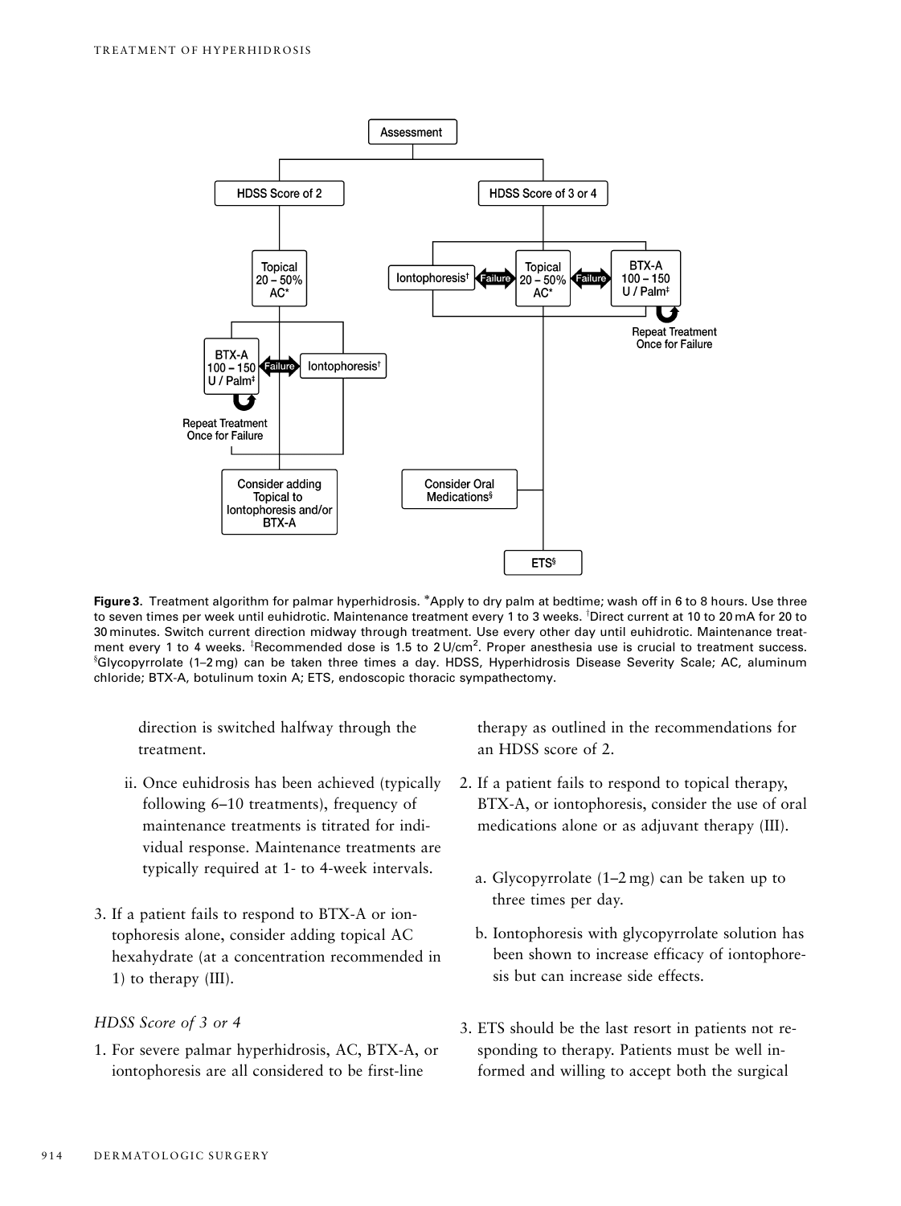Figure 3. Treatment algorithm for palmar hyperhidrosis. *Apply to dry palm at bedtime; wash off in 6 to 8 hours. Use three to seven times per week until euhidrotic. Maintenance treatment every 1 to 3 weeks. †Direct current at 10 to 20 mA for 20 to 30 minutes. Switch current direction midway through treatment. Use every other day until euhidrotic. Maintenance treatment every 1 to 4 weeks. ‡Recommended dose is 1.5 to 2 U/cm$^2$. Proper anesthesia use is crucial to treatment success. §Glycopyrrolate (1–2 mg) can be taken three times a day. HDSS, Hyperhidrosis Disease Severity Scale; AC, aluminum chloride; BTX-A, botulinum toxin A; ETS, endoscopic thoracic sympathectomy.

direction is switched halfway through the treatment.

ii. Once euhidrosis has been achieved (typically following 6–10 treatments), frequency of maintenance treatments is titrated for individual response. Maintenance treatments are typically required at 1- to 4-week intervals.

3. If a patient fails to respond to BTX-A or iontophoresis alone, consider adding topical AC hexahydrate (at a concentration recommended in 1) to therapy (III).

*HDSS Score of 3 or 4*

1. For severe palmar hyperhidrosis, AC, BTX-A, or iontophoresis are all considered to be first-line therapy as outlined in the recommendations for an HDSS score of 2.

2. If a patient fails to respond to topical therapy, BTX-A, or iontophoresis, consider the use of oral medications alone or as adjuvant therapy (III).

   a. Glycopyrrolate (1–2 mg) can be taken up to three times per day.

   b. Iontophoresis with glycopyrrolate solution has been shown to increase efficacy of iontophoresis but can increase side effects.

3. ETS should be the last resort in patients not responding to therapy. Patients must be well informed and willing to accept both the surgical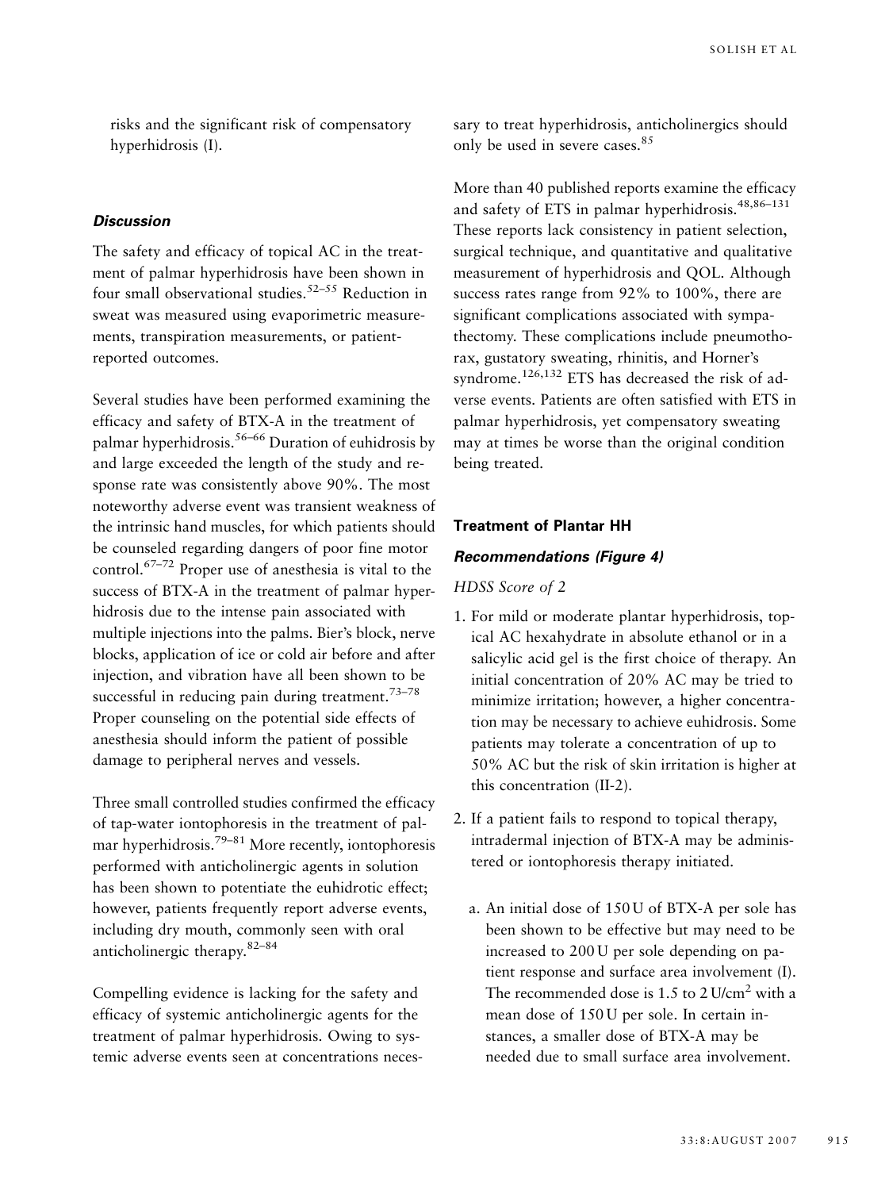risks and the significant risk of compensatory hyperhidrosis (I).

### *Discussion*

The safety and efficacy of topical AC in the treatment of palmar hyperhidrosis have been shown in four small observational studies.[52–55] Reduction in sweat was measured using evaporimetric measurements, transpiration measurements, or patient-reported outcomes.

Several studies have been performed examining the efficacy and safety of BTX-A in the treatment of palmar hyperhidrosis.[56–66] Duration of euhidrosis by and large exceeded the length of the study and response rate was consistently above 90%. The most noteworthy adverse event was transient weakness of the intrinsic hand muscles, for which patients should be counseled regarding dangers of poor fine motor control.[67–72] Proper use of anesthesia is vital to the success of BTX-A in the treatment of palmar hyperhidrosis due to the intense pain associated with multiple injections into the palms. Bier's block, nerve blocks, application of ice or cold air before and after injection, and vibration have all been shown to be successful in reducing pain during treatment.[73–78] Proper counseling on the potential side effects of anesthesia should inform the patient of possible damage to peripheral nerves and vessels.

Three small controlled studies confirmed the efficacy of tap-water iontophoresis in the treatment of palmar hyperhidrosis.[79–81] More recently, iontophoresis performed with anticholinergic agents in solution has been shown to potentiate the euhidrotic effect; however, patients frequently report adverse events, including dry mouth, commonly seen with oral anticholinergic therapy.[82–84]

Compelling evidence is lacking for the safety and efficacy of systemic anticholinergic agents for the treatment of palmar hyperhidrosis. Owing to systemic adverse events seen at concentrations necessary to treat hyperhidrosis, anticholinergics should only be used in severe cases.[85]

More than 40 published reports examine the efficacy and safety of ETS in palmar hyperhidrosis.[48,86–131] These reports lack consistency in patient selection, surgical technique, and quantitative and qualitative measurement of hyperhidrosis and QOL. Although success rates range from 92% to 100%, there are significant complications associated with sympathectomy. These complications include pneumothorax, gustatory sweating, rhinitis, and Horner's syndrome.[126,132] ETS has decreased the risk of adverse events. Patients are often satisfied with ETS in palmar hyperhidrosis, yet compensatory sweating may at times be worse than the original condition being treated.

## Treatment of Plantar HH

### *Recommendations (Figure 4)*

*HDSS Score of 2*

1. For mild or moderate plantar hyperhidrosis, topical AC hexahydrate in absolute ethanol or in a salicylic acid gel is the first choice of therapy. An initial concentration of 20% AC may be tried to minimize irritation; however, a higher concentration may be necessary to achieve euhidrosis. Some patients may tolerate a concentration of up to 50% AC but the risk of skin irritation is higher at this concentration (II-2).

2. If a patient fails to respond to topical therapy, intradermal injection of BTX-A may be administered or iontophoresis therapy initiated.

   a. An initial dose of 150 U of BTX-A per sole has been shown to be effective but may need to be increased to 200 U per sole depending on patient response and surface area involvement (I). The recommended dose is 1.5 to 2 U/$cm^2$ with a mean dose of 150 U per sole. In certain instances, a smaller dose of BTX-A may be needed due to small surface area involvement.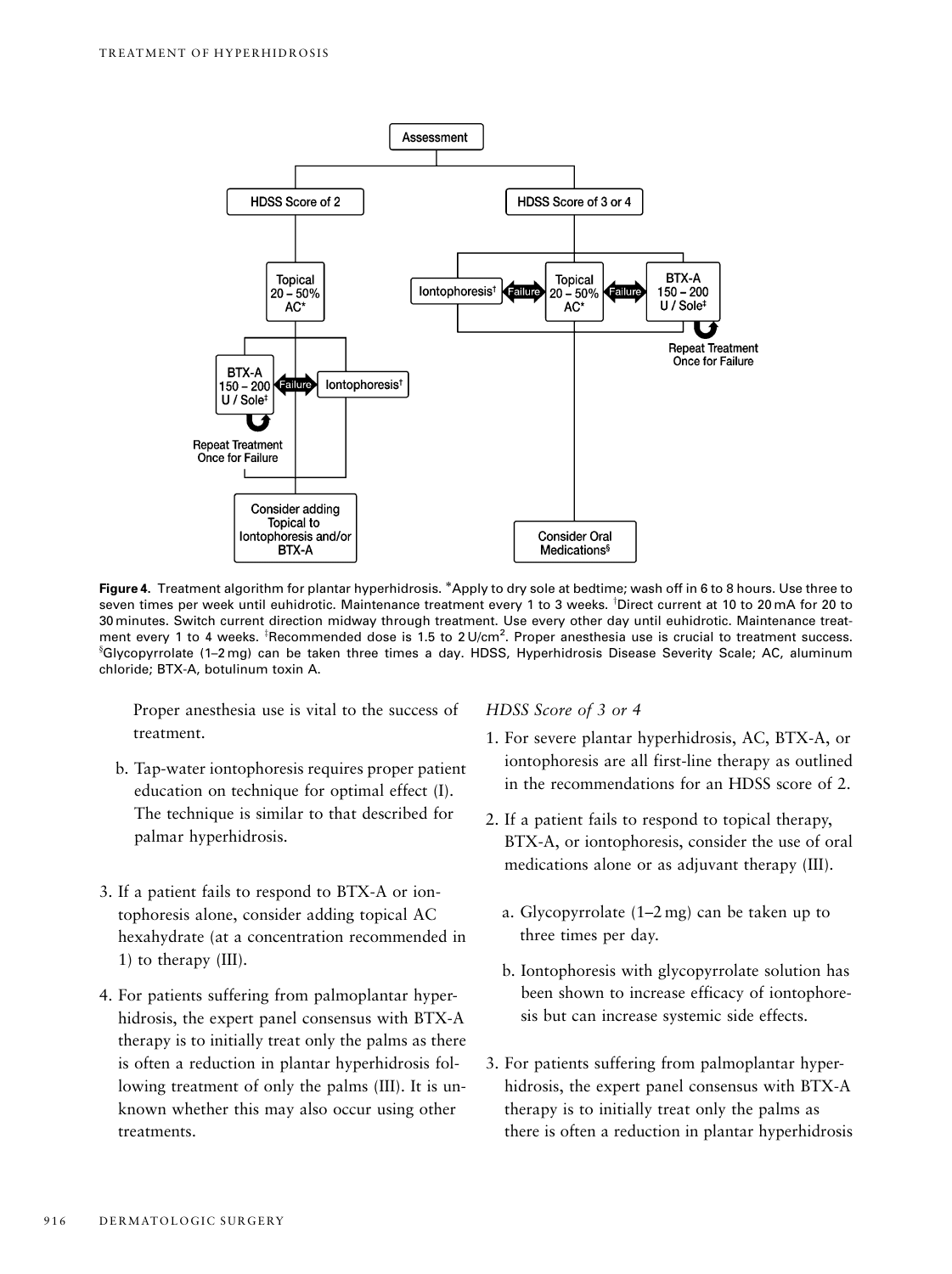**Figure 4.** Treatment algorithm for plantar hyperhidrosis. *Apply to dry sole at bedtime; wash off in 6 to 8 hours. Use three to seven times per week until euhidrotic. Maintenance treatment every 1 to 3 weeks. †Direct current at 10 to 20 mA for 20 to 30 minutes. Switch current direction midway through treatment. Use every other day until euhidrotic. Maintenance treatment every 1 to 4 weeks. ‡Recommended dose is 1.5 to 2 U/cm$^2$. Proper anesthesia use is crucial to treatment success. §Glycopyrrolate (1–2 mg) can be taken three times a day. HDSS, Hyperhidrosis Disease Severity Scale; AC, aluminum chloride; BTX-A, botulinum toxin A.

Proper anesthesia use is vital to the success of treatment.

b. Tap-water iontophoresis requires proper patient education on technique for optimal effect (I). The technique is similar to that described for palmar hyperhidrosis.

3. If a patient fails to respond to BTX-A or iontophoresis alone, consider adding topical AC hexahydrate (at a concentration recommended in 1) to therapy (III).

4. For patients suffering from palmoplantar hyperhidrosis, the expert panel consensus with BTX-A therapy is to initially treat only the palms as there is often a reduction in plantar hyperhidrosis following treatment of only the palms (III). It is unknown whether this may also occur using other treatments.

*HDSS Score of 3 or 4*

1. For severe plantar hyperhidrosis, AC, BTX-A, or iontophoresis are all first-line therapy as outlined in the recommendations for an HDSS score of 2.

2. If a patient fails to respond to topical therapy, BTX-A, or iontophoresis, consider the use of oral medications alone or as adjuvant therapy (III).

   a. Glycopyrrolate (1–2 mg) can be taken up to three times per day.

   b. Iontophoresis with glycopyrrolate solution has been shown to increase efficacy of iontophoresis but can increase systemic side effects.

3. For patients suffering from palmoplantar hyperhidrosis, the expert panel consensus with BTX-A therapy is to initially treat only the palms as there is often a reduction in plantar hyperhidrosis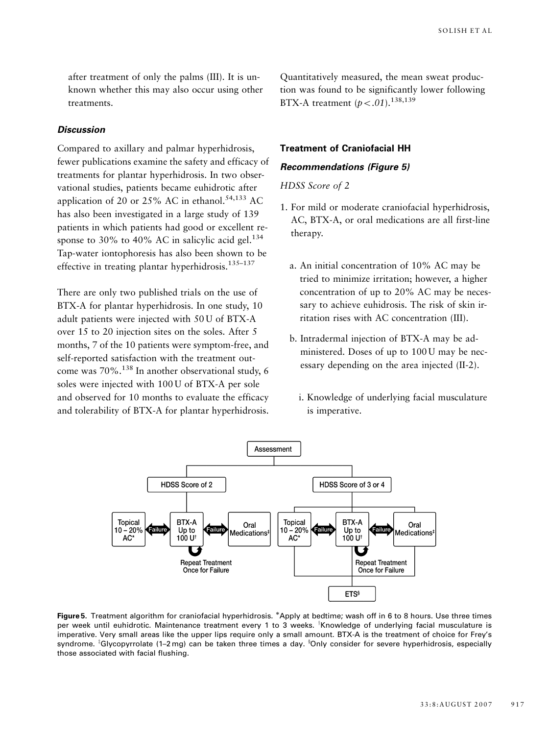after treatment of only the palms (III). It is unknown whether this may also occur using other treatments.

### *Discussion*

Compared to axillary and palmar hyperhidrosis, fewer publications examine the safety and efficacy of treatments for plantar hyperhidrosis. In two observational studies, patients became euhidrotic after application of 20 or 25% AC in ethanol.[54,133] AC has also been investigated in a large study of 139 patients in which patients had good or excellent response to 30% to 40% AC in salicylic acid gel.[134] Tap-water iontophoresis has also been shown to be effective in treating plantar hyperhidrosis.[135–137]

There are only two published trials on the use of BTX-A for plantar hyperhidrosis. In one study, 10 adult patients were injected with 50 U of BTX-A over 15 to 20 injection sites on the soles. After 5 months, 7 of the 10 patients were symptom-free, and self-reported satisfaction with the treatment outcome was 70%.[138] In another observational study, 6 soles were injected with 100 U of BTX-A per sole and observed for 10 months to evaluate the efficacy and tolerability of BTX-A for plantar hyperhidrosis. Quantitatively measured, the mean sweat production was found to be significantly lower following BTX-A treatment ($p < .01$).[138,139]

## Treatment of Craniofacial HH

### *Recommendations (Figure 5)*

*HDSS Score of 2*

1. For mild or moderate craniofacial hyperhidrosis, AC, BTX-A, or oral medications are all first-line therapy.
   a. An initial concentration of 10% AC may be tried to minimize irritation; however, a higher concentration of up to 20% AC may be necessary to achieve euhidrosis. The risk of skin irritation rises with AC concentration (III).
   b. Intradermal injection of BTX-A may be administered. Doses of up to 100 U may be necessary depending on the area injected (II-2).
      i. Knowledge of underlying facial musculature is imperative.

Assessment

HDSS Score of 2: Topical 10 – 20% AC* ⇄ (Failure) ⇄ BTX-A Up to 100 U† ⇄ (Failure) ⇄ Oral Medications‡; BTX-A: Repeat Treatment Once for Failure

HDSS Score of 3 or 4: Topical 10 – 20% AC* ⇄ (Failure) ⇄ BTX-A Up to 100 U† ⇄ (Failure) ⇄ Oral Medications‡; BTX-A: Repeat Treatment Once for Failure; → ETS§

**Figure 5.** Treatment algorithm for craniofacial hyperhidrosis. *Apply at bedtime; wash off in 6 to 8 hours. Use three times per week until euhidrotic. Maintenance treatment every 1 to 3 weeks. †Knowledge of underlying facial musculature is imperative. Very small areas like the upper lips require only a small amount. BTX-A is the treatment of choice for Frey's syndrome. ‡Glycopyrrolate (1–2 mg) can be taken three times a day. §Only consider for severe hyperhidrosis, especially those associated with facial flushing.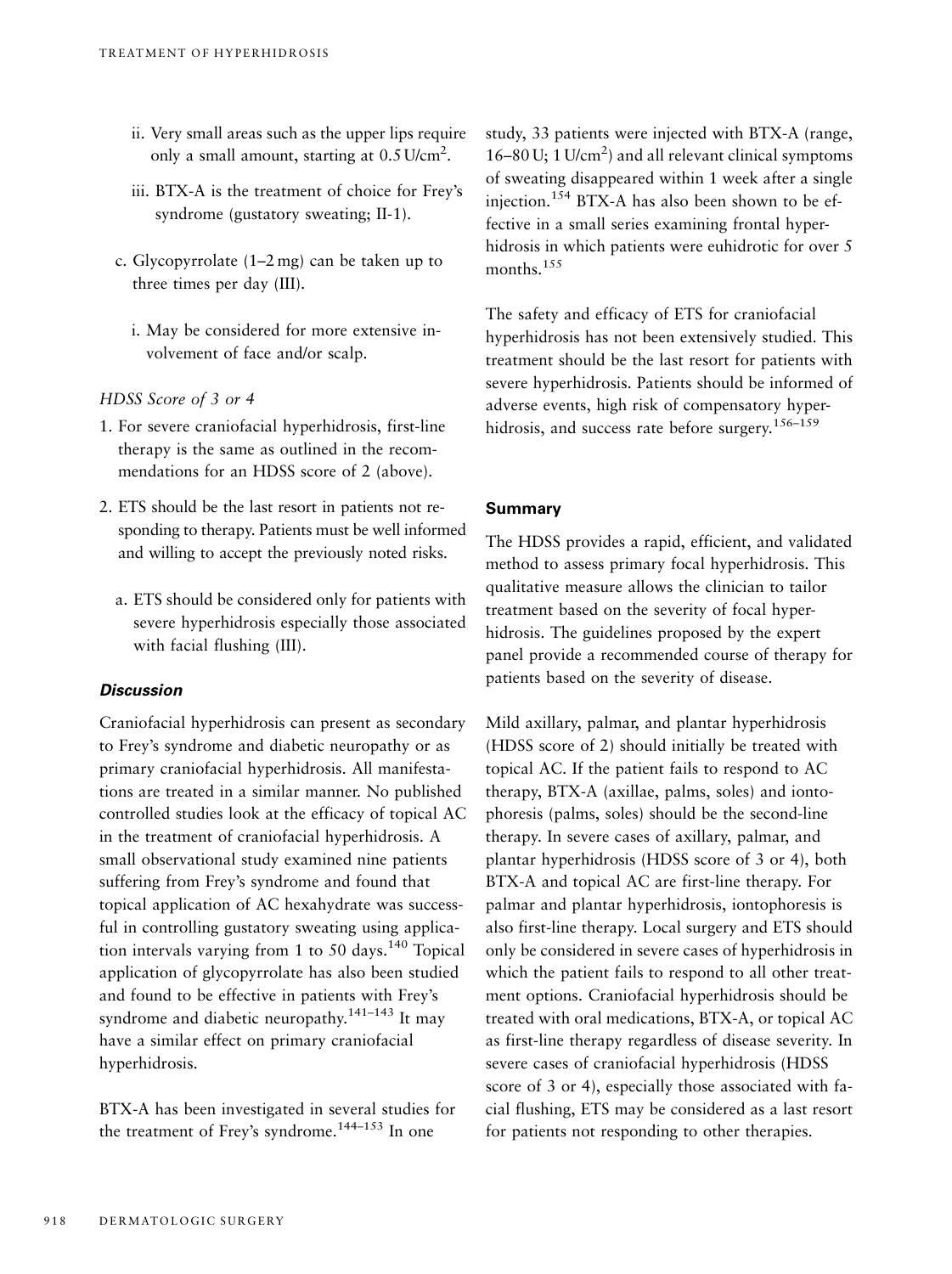ii. Very small areas such as the upper lips require only a small amount, starting at 0.5 U/cm$^2$.

iii. BTX-A is the treatment of choice for Frey's syndrome (gustatory sweating; II-1).

c. Glycopyrrolate (1–2 mg) can be taken up to three times per day (III).

i. May be considered for more extensive involvement of face and/or scalp.

*HDSS Score of 3 or 4*

1. For severe craniofacial hyperhidrosis, first-line therapy is the same as outlined in the recommendations for an HDSS score of 2 (above).

2. ETS should be the last resort in patients not responding to therapy. Patients must be well informed and willing to accept the previously noted risks.

   a. ETS should be considered only for patients with severe hyperhidrosis especially those associated with facial flushing (III).

### *Discussion*

Craniofacial hyperhidrosis can present as secondary to Frey's syndrome and diabetic neuropathy or as primary craniofacial hyperhidrosis. All manifestations are treated in a similar manner. No published controlled studies look at the efficacy of topical AC in the treatment of craniofacial hyperhidrosis. A small observational study examined nine patients suffering from Frey's syndrome and found that topical application of AC hexahydrate was successful in controlling gustatory sweating using application intervals varying from 1 to 50 days.[140] Topical application of glycopyrrolate has also been studied and found to be effective in patients with Frey's syndrome and diabetic neuropathy.[141–143] It may have a similar effect on primary craniofacial hyperhidrosis.

BTX-A has been investigated in several studies for the treatment of Frey's syndrome.[144–153] In one study, 33 patients were injected with BTX-A (range, 16–80 U; 1 U/cm$^2$) and all relevant clinical symptoms of sweating disappeared within 1 week after a single injection.[154] BTX-A has also been shown to be effective in a small series examining frontal hyperhidrosis in which patients were euhidrotic for over 5 months.[155]

The safety and efficacy of ETS for craniofacial hyperhidrosis has not been extensively studied. This treatment should be the last resort for patients with severe hyperhidrosis. Patients should be informed of adverse events, high risk of compensatory hyperhidrosis, and success rate before surgery.[156–159]

## Summary

The HDSS provides a rapid, efficient, and validated method to assess primary focal hyperhidrosis. This qualitative measure allows the clinician to tailor treatment based on the severity of focal hyperhidrosis. The guidelines proposed by the expert panel provide a recommended course of therapy for patients based on the severity of disease.

Mild axillary, palmar, and plantar hyperhidrosis (HDSS score of 2) should initially be treated with topical AC. If the patient fails to respond to AC therapy, BTX-A (axillae, palms, soles) and iontophoresis (palms, soles) should be the second-line therapy. In severe cases of axillary, palmar, and plantar hyperhidrosis (HDSS score of 3 or 4), both BTX-A and topical AC are first-line therapy. For palmar and plantar hyperhidrosis, iontophoresis is also first-line therapy. Local surgery and ETS should only be considered in severe cases of hyperhidrosis in which the patient fails to respond to all other treatment options. Craniofacial hyperhidrosis should be treated with oral medications, BTX-A, or topical AC as first-line therapy regardless of disease severity. In severe cases of craniofacial hyperhidrosis (HDSS score of 3 or 4), especially those associated with facial flushing, ETS may be considered as a last resort for patients not responding to other therapies.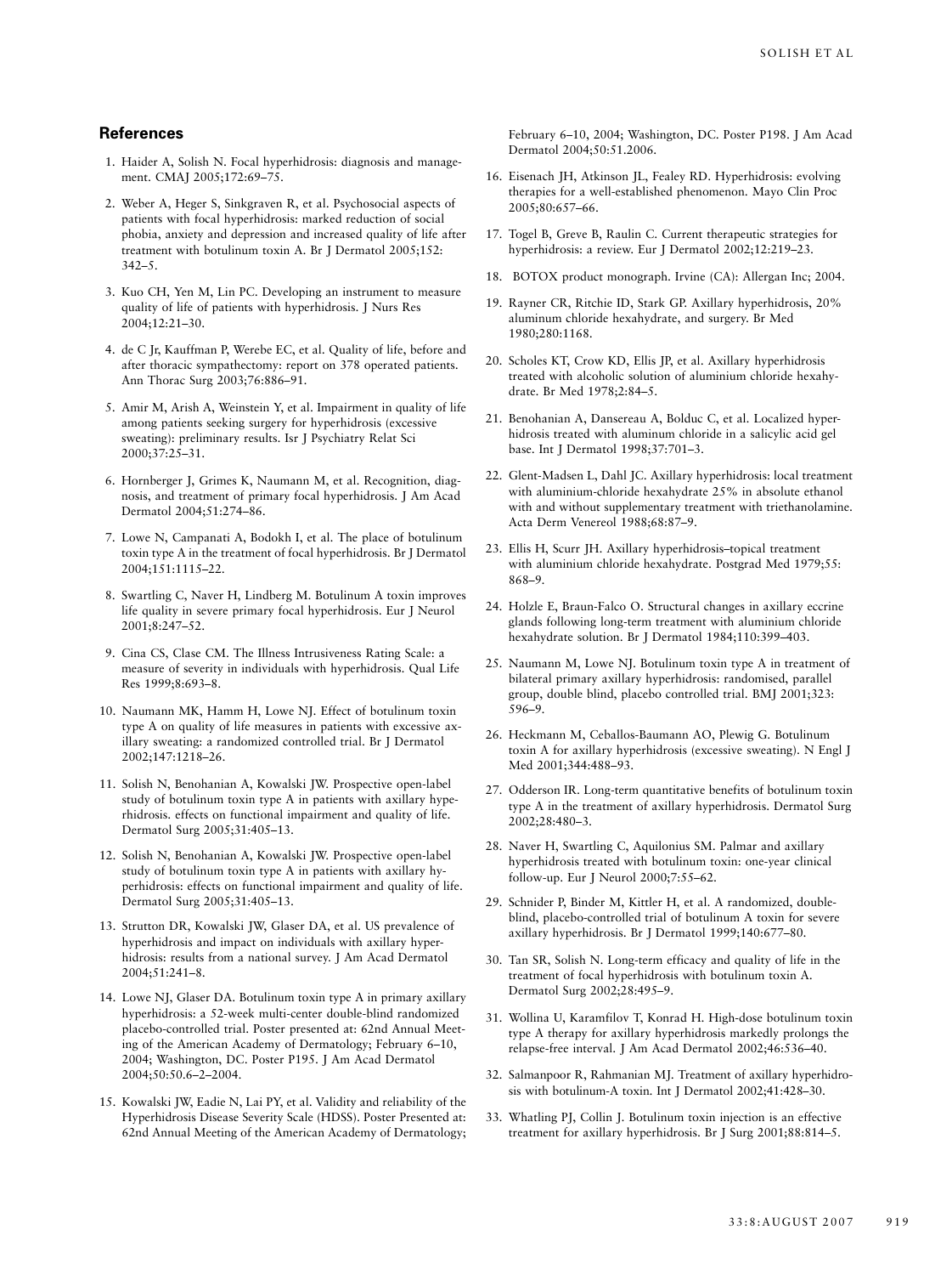## References

1. Haider A, Solish N. Focal hyperhidrosis: diagnosis and management. CMAJ 2005;172:69–75.
2. Weber A, Heger S, Sinkgraven R, et al. Psychosocial aspects of patients with focal hyperhidrosis: marked reduction of social phobia, anxiety and depression and increased quality of life after treatment with botulinum toxin A. Br J Dermatol 2005;152: 342–5.
3. Kuo CH, Yen M, Lin PC. Developing an instrument to measure quality of life of patients with hyperhidrosis. J Nurs Res 2004;12:21–30.
4. de C Jr, Kauffman P, Werebe EC, et al. Quality of life, before and after thoracic sympathectomy: report on 378 operated patients. Ann Thorac Surg 2003;76:886–91.
5. Amir M, Arish A, Weinstein Y, et al. Impairment in quality of life among patients seeking surgery for hyperhidrosis (excessive sweating): preliminary results. Isr J Psychiatry Relat Sci 2000;37:25–31.
6. Hornberger J, Grimes K, Naumann M, et al. Recognition, diagnosis, and treatment of primary focal hyperhidrosis. J Am Acad Dermatol 2004;51:274–86.
7. Lowe N, Campanati A, Bodokh I, et al. The place of botulinum toxin type A in the treatment of focal hyperhidrosis. Br J Dermatol 2004;151:1115–22.
8. Swartling C, Naver H, Lindberg M. Botulinum A toxin improves life quality in severe primary focal hyperhidrosis. Eur J Neurol 2001;8:247–52.
9. Cina CS, Clase CM. The Illness Intrusiveness Rating Scale: a measure of severity in individuals with hyperhidrosis. Qual Life Res 1999;8:693–8.
10. Naumann MK, Hamm H, Lowe NJ. Effect of botulinum toxin type A on quality of life measures in patients with excessive axillary sweating: a randomized controlled trial. Br J Dermatol 2002;147:1218–26.
11. Solish N, Benohanian A, Kowalski JW. Prospective open-label study of botulinum toxin type A in patients with axillary hyperhidrosis. effects on functional impairment and quality of life. Dermatol Surg 2005;31:405–13.
12. Solish N, Benohanian A, Kowalski JW. Prospective open-label study of botulinum toxin type A in patients with axillary hyperhidrosis: effects on functional impairment and quality of life. Dermatol Surg 2005;31:405–13.
13. Strutton DR, Kowalski JW, Glaser DA, et al. US prevalence of hyperhidrosis and impact on individuals with axillary hyperhidrosis: results from a national survey. J Am Acad Dermatol 2004;51:241–8.
14. Lowe NJ, Glaser DA. Botulinum toxin type A in primary axillary hyperhidrosis: a 52-week multi-center double-blind randomized placebo-controlled trial. Poster presented at: 62nd Annual Meeting of the American Academy of Dermatology; February 6–10, 2004; Washington, DC. Poster P195. J Am Acad Dermatol 2004;50:50.6–2–2004.
15. Kowalski JW, Eadie N, Lai PY, et al. Validity and reliability of the Hyperhidrosis Disease Severity Scale (HDSS). Poster Presented at: 62nd Annual Meeting of the American Academy of Dermatology; February 6–10, 2004; Washington, DC. Poster P198. J Am Acad Dermatol 2004;50:51.2006.
16. Eisenach JH, Atkinson JL, Fealey RD. Hyperhidrosis: evolving therapies for a well-established phenomenon. Mayo Clin Proc 2005;80:657–66.
17. Togel B, Greve B, Raulin C. Current therapeutic strategies for hyperhidrosis: a review. Eur J Dermatol 2002;12:219–23.
18. BOTOX product monograph. Irvine (CA): Allergan Inc; 2004.
19. Rayner CR, Ritchie ID, Stark GP. Axillary hyperhidrosis, 20% aluminum chloride hexahydrate, and surgery. Br Med 1980;280:1168.
20. Scholes KT, Crow KD, Ellis JP, et al. Axillary hyperhidrosis treated with alcoholic solution of aluminium chloride hexahydrate. Br Med 1978;2:84–5.
21. Benohanian A, Dansereau A, Bolduc C, et al. Localized hyperhidrosis treated with aluminum chloride in a salicylic acid gel base. Int J Dermatol 1998;37:701–3.
22. Glent-Madsen L, Dahl JC. Axillary hyperhidrosis: local treatment with aluminium-chloride hexahydrate 25% in absolute ethanol with and without supplementary treatment with triethanolamine. Acta Derm Venereol 1988;68:87–9.
23. Ellis H, Scurr JH. Axillary hyperhidrosis–topical treatment with aluminium chloride hexahydrate. Postgrad Med 1979;55: 868–9.
24. Holzle E, Braun-Falco O. Structural changes in axillary eccrine glands following long-term treatment with aluminium chloride hexahydrate solution. Br J Dermatol 1984;110:399–403.
25. Naumann M, Lowe NJ. Botulinum toxin type A in treatment of bilateral primary axillary hyperhidrosis: randomised, parallel group, double blind, placebo controlled trial. BMJ 2001;323: 596–9.
26. Heckmann M, Ceballos-Baumann AO, Plewig G. Botulinum toxin A for axillary hyperhidrosis (excessive sweating). N Engl J Med 2001;344:488–93.
27. Odderson IR. Long-term quantitative benefits of botulinum toxin type A in the treatment of axillary hyperhidrosis. Dermatol Surg 2002;28:480–3.
28. Naver H, Swartling C, Aquilonius SM. Palmar and axillary hyperhidrosis treated with botulinum toxin: one-year clinical follow-up. Eur J Neurol 2000;7:55–62.
29. Schnider P, Binder M, Kittler H, et al. A randomized, double-blind, placebo-controlled trial of botulinum A toxin for severe axillary hyperhidrosis. Br J Dermatol 1999;140:677–80.
30. Tan SR, Solish N. Long-term efficacy and quality of life in the treatment of focal hyperhidrosis with botulinum toxin A. Dermatol Surg 2002;28:495–9.
31. Wollina U, Karamfilov T, Konrad H. High-dose botulinum toxin type A therapy for axillary hyperhidrosis markedly prolongs the relapse-free interval. J Am Acad Dermatol 2002;46:536–40.
32. Salmanpoor R, Rahmanian MJ. Treatment of axillary hyperhidrosis with botulinum-A toxin. Int J Dermatol 2002;41:428–30.
33. Whatling PJ, Collin J. Botulinum toxin injection is an effective treatment for axillary hyperhidrosis. Br J Surg 2001;88:814–5.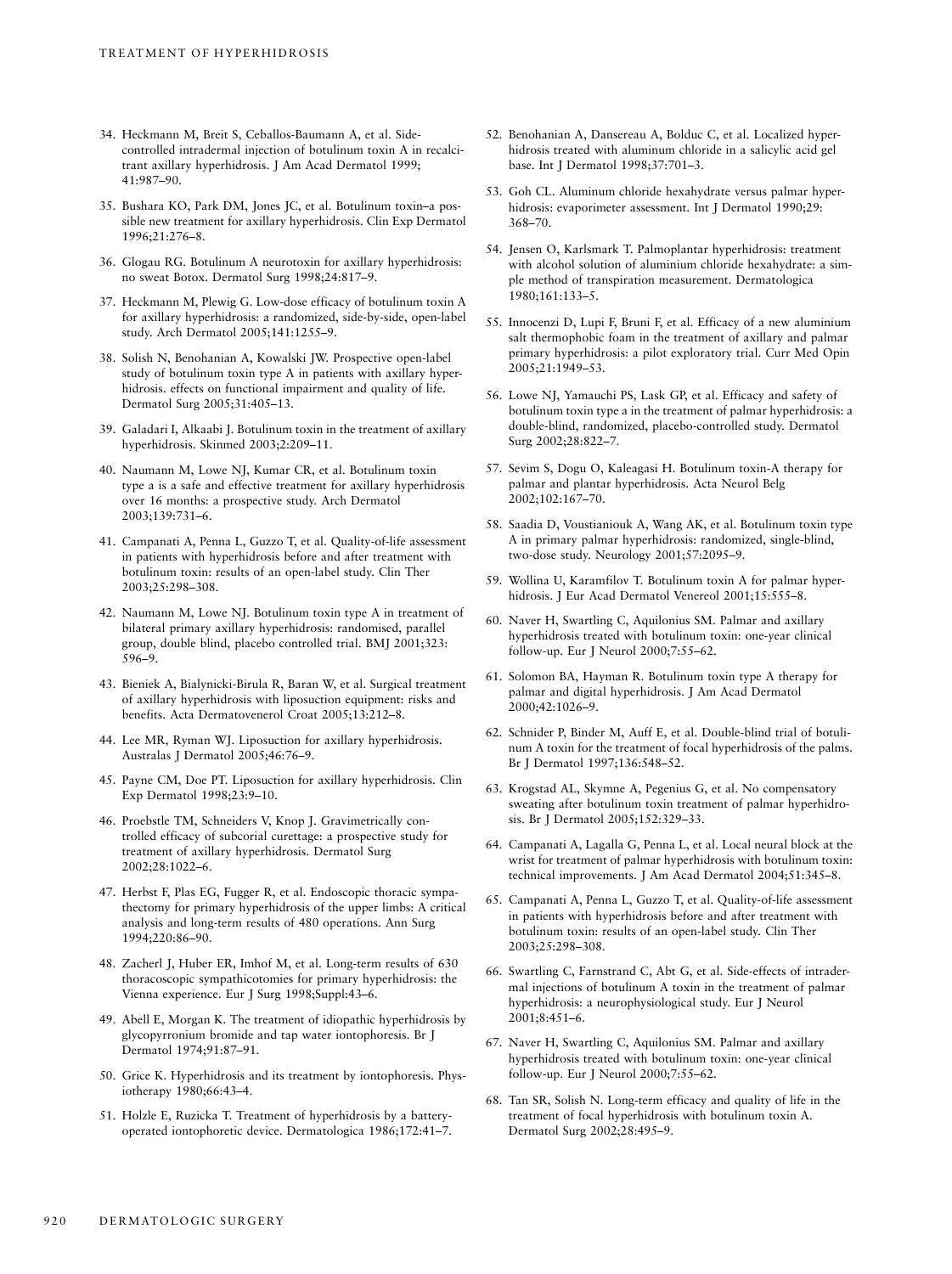34. Heckmann M, Breit S, Ceballos-Baumann A, et al. Side-controlled intradermal injection of botulinum toxin A in recalcitrant axillary hyperhidrosis. J Am Acad Dermatol 1999; 41:987–90.

35. Bushara KO, Park DM, Jones JC, et al. Botulinum toxin–a possible new treatment for axillary hyperhidrosis. Clin Exp Dermatol 1996;21:276–8.

36. Glogau RG. Botulinum A neurotoxin for axillary hyperhidrosis: no sweat Botox. Dermatol Surg 1998;24:817–9.

37. Heckmann M, Plewig G. Low-dose efficacy of botulinum toxin A for axillary hyperhidrosis: a randomized, side-by-side, open-label study. Arch Dermatol 2005;141:1255–9.

38. Solish N, Benohanian A, Kowalski JW. Prospective open-label study of botulinum toxin type A in patients with axillary hyperhidrosis. effects on functional impairment and quality of life. Dermatol Surg 2005;31:405–13.

39. Galadari I, Alkaabi J. Botulinum toxin in the treatment of axillary hyperhidrosis. Skinmed 2003;2:209–11.

40. Naumann M, Lowe NJ, Kumar CR, et al. Botulinum toxin type a is a safe and effective treatment for axillary hyperhidrosis over 16 months: a prospective study. Arch Dermatol 2003;139:731–6.

41. Campanati A, Penna L, Guzzo T, et al. Quality-of-life assessment in patients with hyperhidrosis before and after treatment with botulinum toxin: results of an open-label study. Clin Ther 2003;25:298–308.

42. Naumann M, Lowe NJ. Botulinum toxin type A in treatment of bilateral primary axillary hyperhidrosis: randomised, parallel group, double blind, placebo controlled trial. BMJ 2001;323: 596–9.

43. Bieniek A, Bialynicki-Birula R, Baran W, et al. Surgical treatment of axillary hyperhidrosis with liposuction equipment: risks and benefits. Acta Dermatovenerol Croat 2005;13:212–8.

44. Lee MR, Ryman WJ. Liposuction for axillary hyperhidrosis. Australas J Dermatol 2005;46:76–9.

45. Payne CM, Doe PT. Liposuction for axillary hyperhidrosis. Clin Exp Dermatol 1998;23:9–10.

46. Proebstle TM, Schneiders V, Knop J. Gravimetrically controlled efficacy of subcorial curettage: a prospective study for treatment of axillary hyperhidrosis. Dermatol Surg 2002;28:1022–6.

47. Herbst F, Plas EG, Fugger R, et al. Endoscopic thoracic sympathectomy for primary hyperhidrosis of the upper limbs: A critical analysis and long-term results of 480 operations. Ann Surg 1994;220:86–90.

48. Zacherl J, Huber ER, Imhof M, et al. Long-term results of 630 thoracoscopic sympathicotomies for primary hyperhidrosis: the Vienna experience. Eur J Surg 1998;Suppl:43–6.

49. Abell E, Morgan K. The treatment of idiopathic hyperhidrosis by glycopyrronium bromide and tap water iontophoresis. Br J Dermatol 1974;91:87–91.

50. Grice K. Hyperhidrosis and its treatment by iontophoresis. Physiotherapy 1980;66:43–4.

51. Holzle E, Ruzicka T. Treatment of hyperhidrosis by a battery-operated iontophoretic device. Dermatologica 1986;172:41–7.

52. Benohanian A, Dansereau A, Bolduc C, et al. Localized hyperhidrosis treated with aluminum chloride in a salicylic acid gel base. Int J Dermatol 1998;37:701–3.

53. Goh CL. Aluminum chloride hexahydrate versus palmar hyperhidrosis: evaporimeter assessment. Int J Dermatol 1990;29: 368–70.

54. Jensen O, Karlsmark T. Palmoplantar hyperhidrosis: treatment with alcohol solution of aluminium chloride hexahydrate: a simple method of transpiration measurement. Dermatologica 1980;161:133–5.

55. Innocenzi D, Lupi F, Bruni F, et al. Efficacy of a new aluminium salt thermophobic foam in the treatment of axillary and palmar primary hyperhidrosis: a pilot exploratory trial. Curr Med Opin 2005;21:1949–53.

56. Lowe NJ, Yamauchi PS, Lask GP, et al. Efficacy and safety of botulinum toxin type a in the treatment of palmar hyperhidrosis: a double-blind, randomized, placebo-controlled study. Dermatol Surg 2002;28:822–7.

57. Sevim S, Dogu O, Kaleagasi H. Botulinum toxin-A therapy for palmar and plantar hyperhidrosis. Acta Neurol Belg 2002;102:167–70.

58. Saadia D, Voustianiouk A, Wang AK, et al. Botulinum toxin type A in primary palmar hyperhidrosis: randomized, single-blind, two-dose study. Neurology 2001;57:2095–9.

59. Wollina U, Karamfilov T. Botulinum toxin A for palmar hyperhidrosis. J Eur Acad Dermatol Venereol 2001;15:555–8.

60. Naver H, Swartling C, Aquilonius SM. Palmar and axillary hyperhidrosis treated with botulinum toxin: one-year clinical follow-up. Eur J Neurol 2000;7:55–62.

61. Solomon BA, Hayman R. Botulinum toxin type A therapy for palmar and digital hyperhidrosis. J Am Acad Dermatol 2000;42:1026–9.

62. Schnider P, Binder M, Auff E, et al. Double-blind trial of botulinum A toxin for the treatment of focal hyperhidrosis of the palms. Br J Dermatol 1997;136:548–52.

63. Krogstad AL, Skymne A, Pegenius G, et al. No compensatory sweating after botulinum toxin treatment of palmar hyperhidrosis. Br J Dermatol 2005;152:329–33.

64. Campanati A, Lagalla G, Penna L, et al. Local neural block at the wrist for treatment of palmar hyperhidrosis with botulinum toxin: technical improvements. J Am Acad Dermatol 2004;51:345–8.

65. Campanati A, Penna L, Guzzo T, et al. Quality-of-life assessment in patients with hyperhidrosis before and after treatment with botulinum toxin: results of an open-label study. Clin Ther 2003;25:298–308.

66. Swartling C, Farnstrand C, Abt G, et al. Side-effects of intradermal injections of botulinum A toxin in the treatment of palmar hyperhidrosis: a neurophysiological study. Eur J Neurol 2001;8:451–6.

67. Naver H, Swartling C, Aquilonius SM. Palmar and axillary hyperhidrosis treated with botulinum toxin: one-year clinical follow-up. Eur J Neurol 2000;7:55–62.

68. Tan SR, Solish N. Long-term efficacy and quality of life in the treatment of focal hyperhidrosis with botulinum toxin A. Dermatol Surg 2002;28:495–9.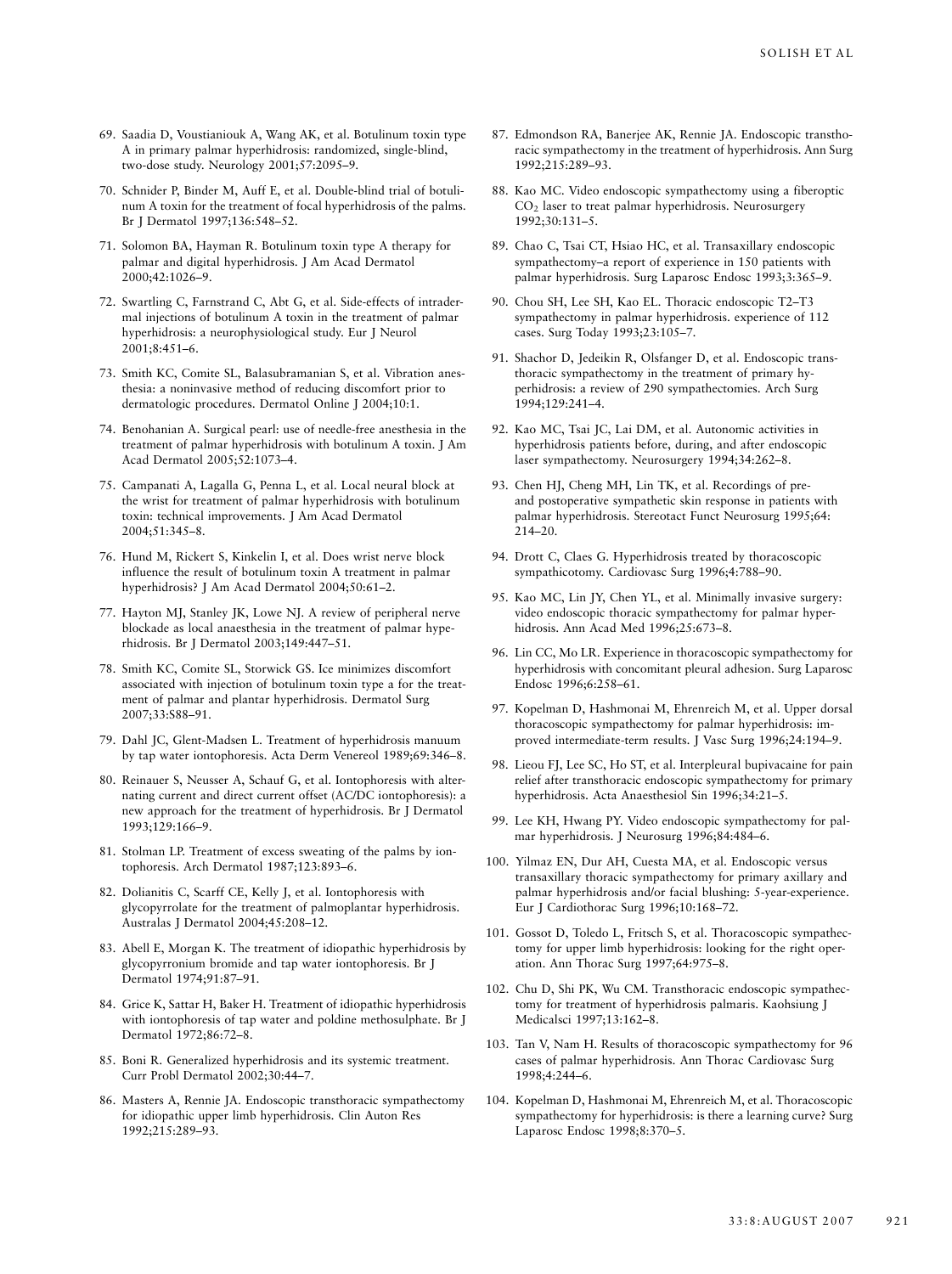69. Saadia D, Voustianiouk A, Wang AK, et al. Botulinum toxin type A in primary palmar hyperhidrosis: randomized, single-blind, two-dose study. Neurology 2001;57:2095–9.

70. Schnider P, Binder M, Auff E, et al. Double-blind trial of botulinum A toxin for the treatment of focal hyperhidrosis of the palms. Br J Dermatol 1997;136:548–52.

71. Solomon BA, Hayman R. Botulinum toxin type A therapy for palmar and digital hyperhidrosis. J Am Acad Dermatol 2000;42:1026–9.

72. Swartling C, Farnstrand C, Abt G, et al. Side-effects of intradermal injections of botulinum A toxin in the treatment of palmar hyperhidrosis: a neurophysiological study. Eur J Neurol 2001;8:451–6.

73. Smith KC, Comite SL, Balasubramanian S, et al. Vibration anesthesia: a noninvasive method of reducing discomfort prior to dermatologic procedures. Dermatol Online J 2004;10:1.

74. Benohanian A. Surgical pearl: use of needle-free anesthesia in the treatment of palmar hyperhidrosis with botulinum A toxin. J Am Acad Dermatol 2005;52:1073–4.

75. Campanati A, Lagalla G, Penna L, et al. Local neural block at the wrist for treatment of palmar hyperhidrosis with botulinum toxin: technical improvements. J Am Acad Dermatol 2004;51:345–8.

76. Hund M, Rickert S, Kinkelin I, et al. Does wrist nerve block influence the result of botulinum toxin A treatment in palmar hyperhidrosis? J Am Acad Dermatol 2004;50:61–2.

77. Hayton MJ, Stanley JK, Lowe NJ. A review of peripheral nerve blockade as local anaesthesia in the treatment of palmar hyperhidrosis. Br J Dermatol 2003;149:447–51.

78. Smith KC, Comite SL, Storwick GS. Ice minimizes discomfort associated with injection of botulinum toxin type a for the treatment of palmar and plantar hyperhidrosis. Dermatol Surg 2007;33:S88–91.

79. Dahl JC, Glent-Madsen L. Treatment of hyperhidrosis manuum by tap water iontophoresis. Acta Derm Venereol 1989;69:346–8.

80. Reinauer S, Neusser A, Schauf G, et al. Iontophoresis with alternating current and direct current offset (AC/DC iontophoresis): a new approach for the treatment of hyperhidrosis. Br J Dermatol 1993;129:166–9.

81. Stolman LP. Treatment of excess sweating of the palms by iontophoresis. Arch Dermatol 1987;123:893–6.

82. Dolianitis C, Scarff CE, Kelly J, et al. Iontophoresis with glycopyrrolate for the treatment of palmoplantar hyperhidrosis. Australas J Dermatol 2004;45:208–12.

83. Abell E, Morgan K. The treatment of idiopathic hyperhidrosis by glycopyrronium bromide and tap water iontophoresis. Br J Dermatol 1974;91:87–91.

84. Grice K, Sattar H, Baker H. Treatment of idiopathic hyperhidrosis with iontophoresis of tap water and poldine methosulphate. Br J Dermatol 1972;86:72–8.

85. Boni R. Generalized hyperhidrosis and its systemic treatment. Curr Probl Dermatol 2002;30:44–7.

86. Masters A, Rennie JA. Endoscopic transthoracic sympathectomy for idiopathic upper limb hyperhidrosis. Clin Auton Res 1992;215:289–93.

87. Edmondson RA, Banerjee AK, Rennie JA. Endoscopic transthoracic sympathectomy in the treatment of hyperhidrosis. Ann Surg 1992;215:289–93.

88. Kao MC. Video endoscopic sympathectomy using a fiberoptic $CO_2$ laser to treat palmar hyperhidrosis. Neurosurgery 1992;30:131–5.

89. Chao C, Tsai CT, Hsiao HC, et al. Transaxillary endoscopic sympathectomy–a report of experience in 150 patients with palmar hyperhidrosis. Surg Laparosc Endosc 1993;3:365–9.

90. Chou SH, Lee SH, Kao EL. Thoracic endoscopic T2–T3 sympathectomy in palmar hyperhidrosis. experience of 112 cases. Surg Today 1993;23:105–7.

91. Shachor D, Jedeikin R, Olsfanger D, et al. Endoscopic transthoracic sympathectomy in the treatment of primary hyperhidrosis: a review of 290 sympathectomies. Arch Surg 1994;129:241–4.

92. Kao MC, Tsai JC, Lai DM, et al. Autonomic activities in hyperhidrosis patients before, during, and after endoscopic laser sympathectomy. Neurosurgery 1994;34:262–8.

93. Chen HJ, Cheng MH, Lin TK, et al. Recordings of pre- and postoperative sympathetic skin response in patients with palmar hyperhidrosis. Stereotact Funct Neurosurg 1995;64: 214–20.

94. Drott C, Claes G. Hyperhidrosis treated by thoracoscopic sympathicotomy. Cardiovasc Surg 1996;4:788–90.

95. Kao MC, Lin JY, Chen YL, et al. Minimally invasive surgery: video endoscopic thoracic sympathectomy for palmar hyperhidrosis. Ann Acad Med 1996;25:673–8.

96. Lin CC, Mo LR. Experience in thoracoscopic sympathectomy for hyperhidrosis with concomitant pleural adhesion. Surg Laparosc Endosc 1996;6:258–61.

97. Kopelman D, Hashmonai M, Ehrenreich M, et al. Upper dorsal thoracoscopic sympathectomy for palmar hyperhidrosis: improved intermediate-term results. J Vasc Surg 1996;24:194–9.

98. Lieou FJ, Lee SC, Ho ST, et al. Interpleural bupivacaine for pain relief after transthoracic endoscopic sympathectomy for primary hyperhidrosis. Acta Anaesthesiol Sin 1996;34:21–5.

99. Lee KH, Hwang PY. Video endoscopic sympathectomy for palmar hyperhidrosis. J Neurosurg 1996;84:484–6.

100. Yilmaz EN, Dur AH, Cuesta MA, et al. Endoscopic versus transaxillary thoracic sympathectomy for primary axillary and palmar hyperhidrosis and/or facial blushing: 5-year-experience. Eur J Cardiothorac Surg 1996;10:168–72.

101. Gossot D, Toledo L, Fritsch S, et al. Thoracoscopic sympathectomy for upper limb hyperhidrosis: looking for the right operation. Ann Thorac Surg 1997;64:975–8.

102. Chu D, Shi PK, Wu CM. Transthoracic endoscopic sympathectomy for treatment of hyperhidrosis palmaris. Kaohsiung J Medicalsci 1997;13:162–8.

103. Tan V, Nam H. Results of thoracoscopic sympathectomy for 96 cases of palmar hyperhidrosis. Ann Thorac Cardiovasc Surg 1998;4:244–6.

104. Kopelman D, Hashmonai M, Ehrenreich M, et al. Thoracoscopic sympathectomy for hyperhidrosis: is there a learning curve? Surg Laparosc Endosc 1998;8:370–5.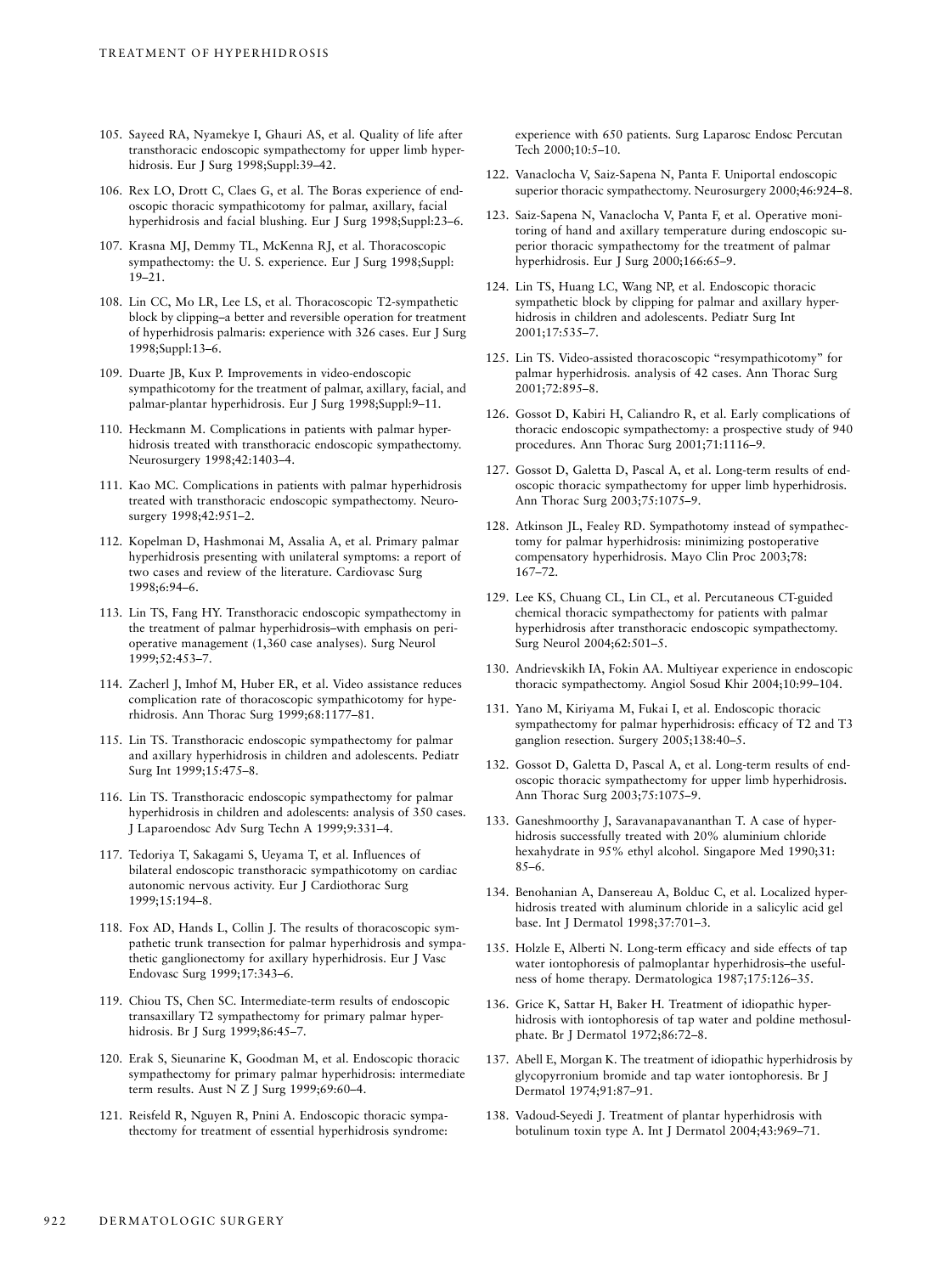105. Sayeed RA, Nyamekye I, Ghauri AS, et al. Quality of life after transthoracic endoscopic sympathectomy for upper limb hyperhidrosis. Eur J Surg 1998;Suppl:39–42.

106. Rex LO, Drott C, Claes G, et al. The Boras experience of endoscopic thoracic sympathicotomy for palmar, axillary, facial hyperhidrosis and facial blushing. Eur J Surg 1998;Suppl:23–6.

107. Krasna MJ, Demmy TL, McKenna RJ, et al. Thoracoscopic sympathectomy: the U. S. experience. Eur J Surg 1998;Suppl: 19–21.

108. Lin CC, Mo LR, Lee LS, et al. Thoracoscopic T2-sympathetic block by clipping–a better and reversible operation for treatment of hyperhidrosis palmaris: experience with 326 cases. Eur J Surg 1998;Suppl:13–6.

109. Duarte JB, Kux P. Improvements in video-endoscopic sympathicotomy for the treatment of palmar, axillary, facial, and palmar-plantar hyperhidrosis. Eur J Surg 1998;Suppl:9–11.

110. Heckmann M. Complications in patients with palmar hyperhidrosis treated with transthoracic endoscopic sympathectomy. Neurosurgery 1998;42:1403–4.

111. Kao MC. Complications in patients with palmar hyperhidrosis treated with transthoracic endoscopic sympathectomy. Neurosurgery 1998;42:951–2.

112. Kopelman D, Hashmonai M, Assalia A, et al. Primary palmar hyperhidrosis presenting with unilateral symptoms: a report of two cases and review of the literature. Cardiovasc Surg 1998;6:94–6.

113. Lin TS, Fang HY. Transthoracic endoscopic sympathectomy in the treatment of palmar hyperhidrosis–with emphasis on perioperative management (1,360 case analyses). Surg Neurol 1999;52:453–7.

114. Zacherl J, Imhof M, Huber ER, et al. Video assistance reduces complication rate of thoracoscopic sympathicotomy for hyperhidrosis. Ann Thorac Surg 1999;68:1177–81.

115. Lin TS. Transthoracic endoscopic sympathectomy for palmar and axillary hyperhidrosis in children and adolescents. Pediatr Surg Int 1999;15:475–8.

116. Lin TS. Transthoracic endoscopic sympathectomy for palmar hyperhidrosis in children and adolescents: analysis of 350 cases. J Laparoendosc Adv Surg Techn A 1999;9:331–4.

117. Tedoriya T, Sakagami S, Ueyama T, et al. Influences of bilateral endoscopic transthoracic sympathicotomy on cardiac autonomic nervous activity. Eur J Cardiothorac Surg 1999;15:194–8.

118. Fox AD, Hands L, Collin J. The results of thoracoscopic sympathetic trunk transection for palmar hyperhidrosis and sympathetic ganglionectomy for axillary hyperhidrosis. Eur J Vasc Endovasc Surg 1999;17:343–6.

119. Chiou TS, Chen SC. Intermediate-term results of endoscopic transaxillary T2 sympathectomy for primary palmar hyperhidrosis. Br J Surg 1999;86:45–7.

120. Erak S, Sieunarine K, Goodman M, et al. Endoscopic thoracic sympathectomy for primary palmar hyperhidrosis: intermediate term results. Aust N Z J Surg 1999;69:60–4.

121. Reisfeld R, Nguyen R, Pnini A. Endoscopic thoracic sympathectomy for treatment of essential hyperhidrosis syndrome: experience with 650 patients. Surg Laparosc Endosc Percutan Tech 2000;10:5–10.

122. Vanaclocha V, Saiz-Sapena N, Panta F. Uniportal endoscopic superior thoracic sympathectomy. Neurosurgery 2000;46:924–8.

123. Saiz-Sapena N, Vanaclocha V, Panta F, et al. Operative monitoring of hand and axillary temperature during endoscopic superior thoracic sympathectomy for the treatment of palmar hyperhidrosis. Eur J Surg 2000;166:65–9.

124. Lin TS, Huang LC, Wang NP, et al. Endoscopic thoracic sympathetic block by clipping for palmar and axillary hyperhidrosis in children and adolescents. Pediatr Surg Int 2001;17:535–7.

125. Lin TS. Video-assisted thoracoscopic "resympathicotomy" for palmar hyperhidrosis. analysis of 42 cases. Ann Thorac Surg 2001;72:895–8.

126. Gossot D, Kabiri H, Caliandro R, et al. Early complications of thoracic endoscopic sympathectomy: a prospective study of 940 procedures. Ann Thorac Surg 2001;71:1116–9.

127. Gossot D, Galetta D, Pascal A, et al. Long-term results of endoscopic thoracic sympathectomy for upper limb hyperhidrosis. Ann Thorac Surg 2003;75:1075–9.

128. Atkinson JL, Fealey RD. Sympathotomy instead of sympathectomy for palmar hyperhidrosis: minimizing postoperative compensatory hyperhidrosis. Mayo Clin Proc 2003;78: 167–72.

129. Lee KS, Chuang CL, Lin CL, et al. Percutaneous CT-guided chemical thoracic sympathectomy for patients with palmar hyperhidrosis after transthoracic endoscopic sympathectomy. Surg Neurol 2004;62:501–5.

130. Andrievskikh IA, Fokin AA. Multiyear experience in endoscopic thoracic sympathectomy. Angiol Sosud Khir 2004;10:99–104.

131. Yano M, Kiriyama M, Fukai I, et al. Endoscopic thoracic sympathectomy for palmar hyperhidrosis: efficacy of T2 and T3 ganglion resection. Surgery 2005;138:40–5.

132. Gossot D, Galetta D, Pascal A, et al. Long-term results of endoscopic thoracic sympathectomy for upper limb hyperhidrosis. Ann Thorac Surg 2003;75:1075–9.

133. Ganeshmoorthy J, Saravanapavananthan T. A case of hyperhidrosis successfully treated with 20% aluminium chloride hexahydrate in 95% ethyl alcohol. Singapore Med 1990;31: 85–6.

134. Benohanian A, Dansereau A, Bolduc C, et al. Localized hyperhidrosis treated with aluminum chloride in a salicylic acid gel base. Int J Dermatol 1998;37:701–3.

135. Holzle E, Alberti N. Long-term efficacy and side effects of tap water iontophoresis of palmoplantar hyperhidrosis–the usefulness of home therapy. Dermatologica 1987;175:126–35.

136. Grice K, Sattar H, Baker H. Treatment of idiopathic hyperhidrosis with iontophoresis of tap water and poldine methosulphate. Br J Dermatol 1972;86:72–8.

137. Abell E, Morgan K. The treatment of idiopathic hyperhidrosis by glycopyrronium bromide and tap water iontophoresis. Br J Dermatol 1974;91:87–91.

138. Vadoud-Seyedi J. Treatment of plantar hyperhidrosis with botulinum toxin type A. Int J Dermatol 2004;43:969–71.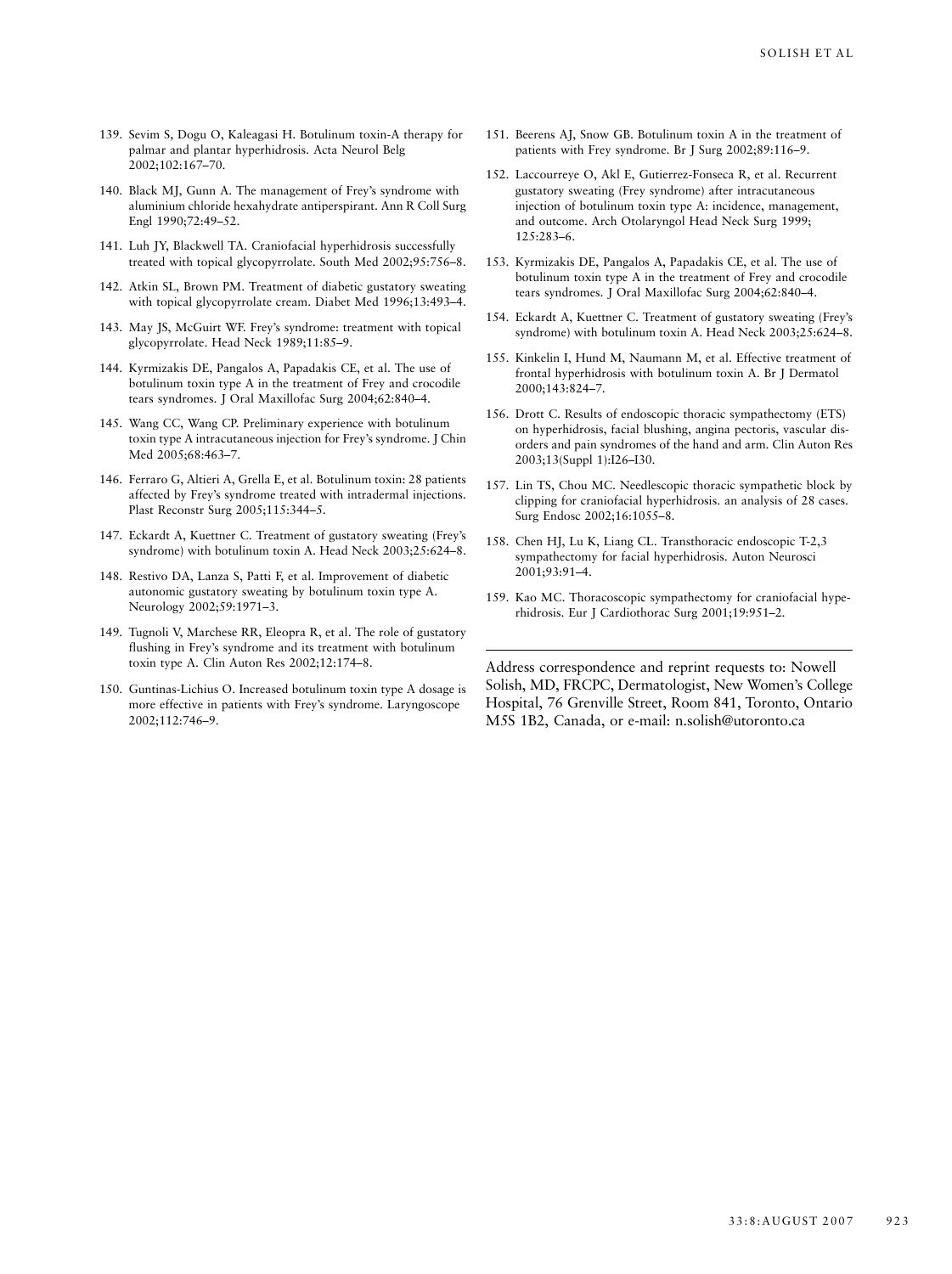139. Sevim S, Dogu O, Kaleagasi H. Botulinum toxin-A therapy for palmar and plantar hyperhidrosis. Acta Neurol Belg 2002;102:167–70.

140. Black MJ, Gunn A. The management of Frey's syndrome with aluminium chloride hexahydrate antiperspirant. Ann R Coll Surg Engl 1990;72:49–52.

141. Luh JY, Blackwell TA. Craniofacial hyperhidrosis successfully treated with topical glycopyrrolate. South Med 2002;95:756–8.

142. Atkin SL, Brown PM. Treatment of diabetic gustatory sweating with topical glycopyrrolate cream. Diabet Med 1996;13:493–4.

143. May JS, McGuirt WF. Frey's syndrome: treatment with topical glycopyrrolate. Head Neck 1989;11:85–9.

144. Kyrmizakis DE, Pangalos A, Papadakis CE, et al. The use of botulinum toxin type A in the treatment of Frey and crocodile tears syndromes. J Oral Maxillofac Surg 2004;62:840–4.

145. Wang CC, Wang CP. Preliminary experience with botulinum toxin type A intracutaneous injection for Frey's syndrome. J Chin Med 2005;68:463–7.

146. Ferraro G, Altieri A, Grella E, et al. Botulinum toxin: 28 patients affected by Frey's syndrome treated with intradermal injections. Plast Reconstr Surg 2005;115:344–5.

147. Eckardt A, Kuettner C. Treatment of gustatory sweating (Frey's syndrome) with botulinum toxin A. Head Neck 2003;25:624–8.

148. Restivo DA, Lanza S, Patti F, et al. Improvement of diabetic autonomic gustatory sweating by botulinum toxin type A. Neurology 2002;59:1971–3.

149. Tugnoli V, Marchese RR, Eleopra R, et al. The role of gustatory flushing in Frey's syndrome and its treatment with botulinum toxin type A. Clin Auton Res 2002;12:174–8.

150. Guntinas-Lichius O. Increased botulinum toxin type A dosage is more effective in patients with Frey's syndrome. Laryngoscope 2002;112:746–9.

151. Beerens AJ, Snow GB. Botulinum toxin A in the treatment of patients with Frey syndrome. Br J Surg 2002;89:116–9.

152. Laccourreye O, Akl E, Gutierrez-Fonseca R, et al. Recurrent gustatory sweating (Frey syndrome) after intracutaneous injection of botulinum toxin type A: incidence, management, and outcome. Arch Otolaryngol Head Neck Surg 1999; 125:283–6.

153. Kyrmizakis DE, Pangalos A, Papadakis CE, et al. The use of botulinum toxin type A in the treatment of Frey and crocodile tears syndromes. J Oral Maxillofac Surg 2004;62:840–4.

154. Eckardt A, Kuettner C. Treatment of gustatory sweating (Frey's syndrome) with botulinum toxin A. Head Neck 2003;25:624–8.

155. Kinkelin I, Hund M, Naumann M, et al. Effective treatment of frontal hyperhidrosis with botulinum toxin A. Br J Dermatol 2000;143:824–7.

156. Drott C. Results of endoscopic thoracic sympathectomy (ETS) on hyperhidrosis, facial blushing, angina pectoris, vascular disorders and pain syndromes of the hand and arm. Clin Auton Res 2003;13(Suppl 1):I26–I30.

157. Lin TS, Chou MC. Needlescopic thoracic sympathetic block by clipping for craniofacial hyperhidrosis. an analysis of 28 cases. Surg Endosc 2002;16:1055–8.

158. Chen HJ, Lu K, Liang CL. Transthoracic endoscopic T-2,3 sympathectomy for facial hyperhidrosis. Auton Neurosci 2001;93:91–4.

159. Kao MC. Thoracoscopic sympathectomy for craniofacial hyperhidrosis. Eur J Cardiothorac Surg 2001;19:951–2.

---

Address correspondence and reprint requests to: Nowell Solish, MD, FRCPC, Dermatologist, New Women's College Hospital, 76 Grenville Street, Room 841, Toronto, Ontario M5S 1B2, Canada, or e-mail: n.solish@utoronto.ca